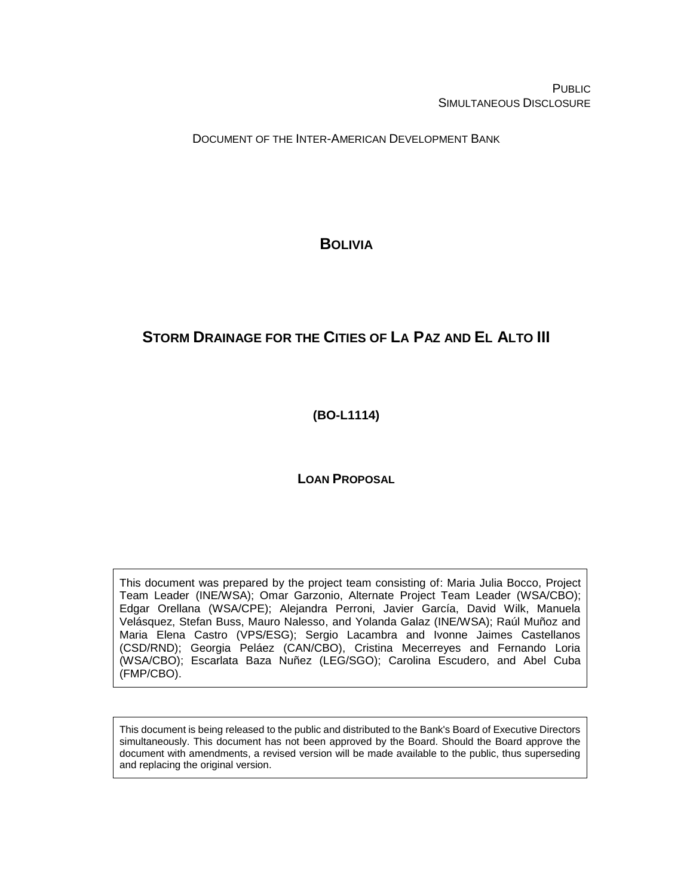PUBLIC
SIMULTANEOUS DISCLOSURE

DOCUMENT OF THE INTER-AMERICAN DEVELOPMENT BANK

# BOLIVIA

# STORM DRAINAGE FOR THE CITIES OF LA PAZ AND EL ALTO III

**(BO-L1114)**

**LOAN PROPOSAL**

This document was prepared by the project team consisting of: Maria Julia Bocco, Project Team Leader (INE/WSA); Omar Garzonio, Alternate Project Team Leader (WSA/CBO); Edgar Orellana (WSA/CPE); Alejandra Perroni, Javier García, David Wilk, Manuela Velásquez, Stefan Buss, Mauro Nalesso, and Yolanda Galaz (INE/WSA); Raúl Muñoz and Maria Elena Castro (VPS/ESG); Sergio Lacambra and Ivonne Jaimes Castellanos (CSD/RND); Georgia Peláez (CAN/CBO), Cristina Mecerreyes and Fernando Loria (WSA/CBO); Escarlata Baza Nuñez (LEG/SGO); Carolina Escudero, and Abel Cuba (FMP/CBO).

This document is being released to the public and distributed to the Bank's Board of Executive Directors simultaneously. This document has not been approved by the Board. Should the Board approve the document with amendments, a revised version will be made available to the public, thus superseding and replacing the original version.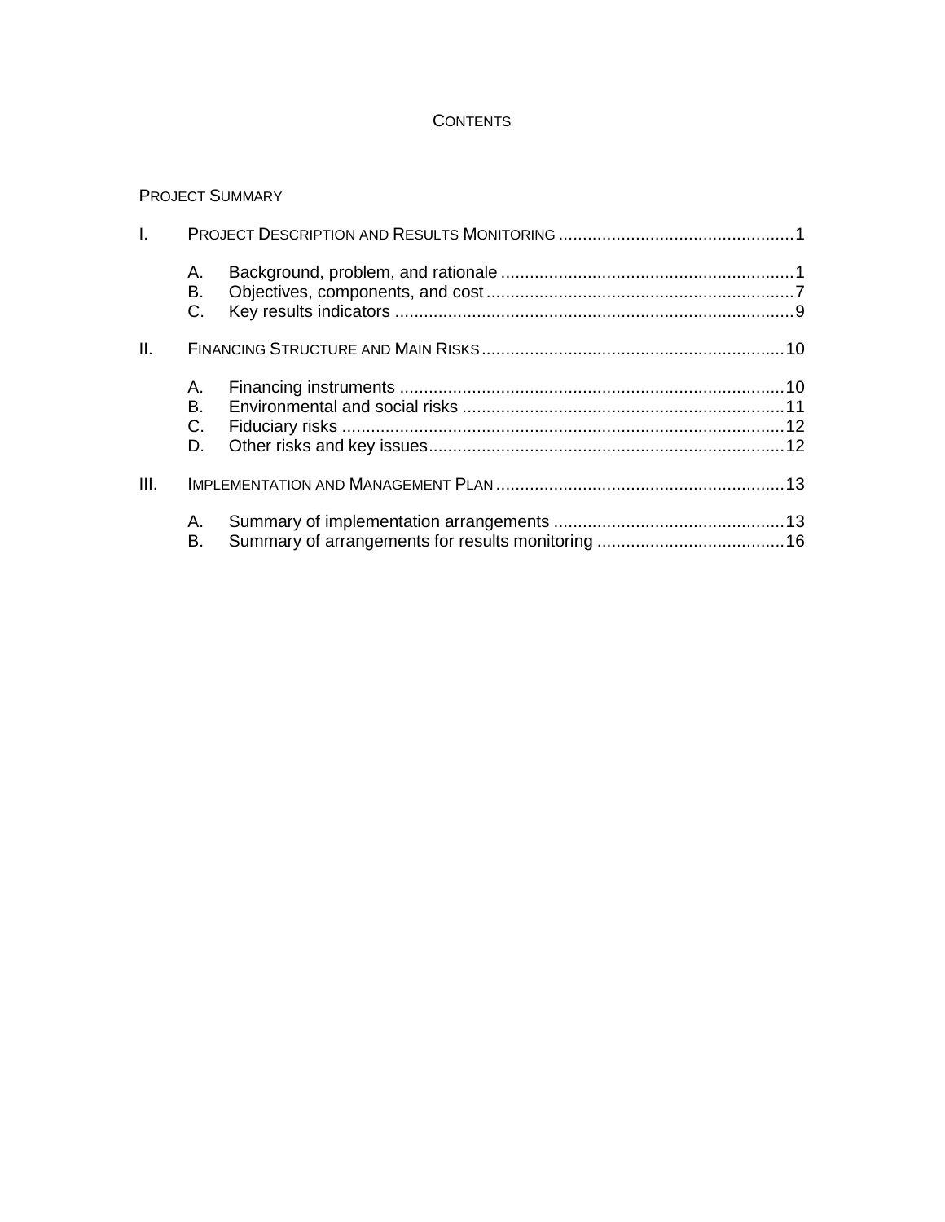# CONTENTS

PROJECT SUMMARY

I. PROJECT DESCRIPTION AND RESULTS MONITORING .......... 1

- A. Background, problem, and rationale .......... 1
- B. Objectives, components, and cost .......... 7
- C. Key results indicators .......... 9

II. FINANCING STRUCTURE AND MAIN RISKS .......... 10

- A. Financing instruments .......... 10
- B. Environmental and social risks .......... 11
- C. Fiduciary risks .......... 12
- D. Other risks and key issues .......... 12

III. IMPLEMENTATION AND MANAGEMENT PLAN .......... 13

- A. Summary of implementation arrangements .......... 13
- B. Summary of arrangements for results monitoring .......... 16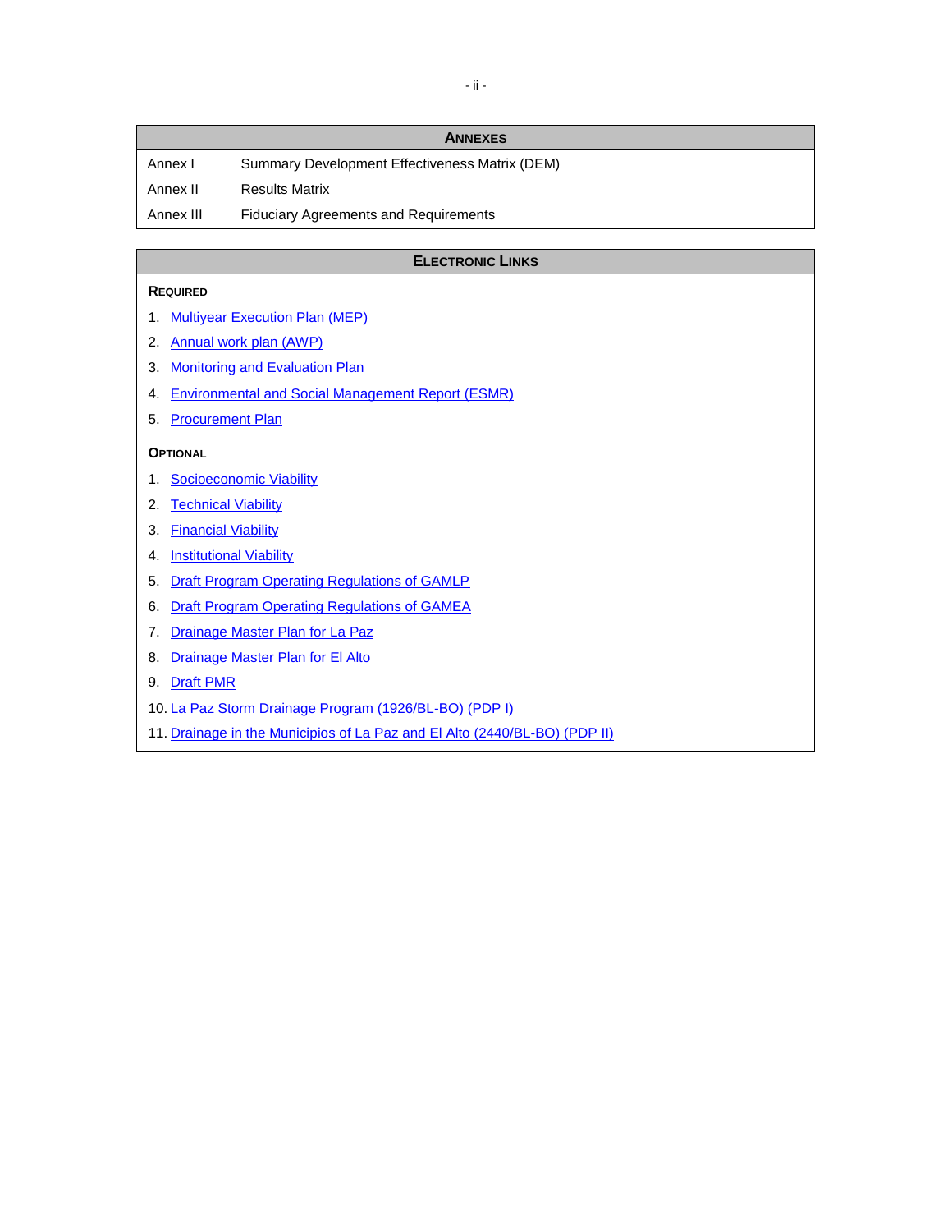| ANNEXES | |
|---|---|
| Annex I | Summary Development Effectiveness Matrix (DEM) |
| Annex II | Results Matrix |
| Annex III | Fiduciary Agreements and Requirements |

## ELECTRONIC LINKS

**REQUIRED**

1. Multiyear Execution Plan (MEP)
2. Annual work plan (AWP)
3. Monitoring and Evaluation Plan
4. Environmental and Social Management Report (ESMR)
5. Procurement Plan

**OPTIONAL**

1. Socioeconomic Viability
2. Technical Viability
3. Financial Viability
4. Institutional Viability
5. Draft Program Operating Regulations of GAMLP
6. Draft Program Operating Regulations of GAMEA
7. Drainage Master Plan for La Paz
8. Drainage Master Plan for El Alto
9. Draft PMR
10. La Paz Storm Drainage Program (1926/BL-BO) (PDP I)
11. Drainage in the Municipios of La Paz and El Alto (2440/BL-BO) (PDP II)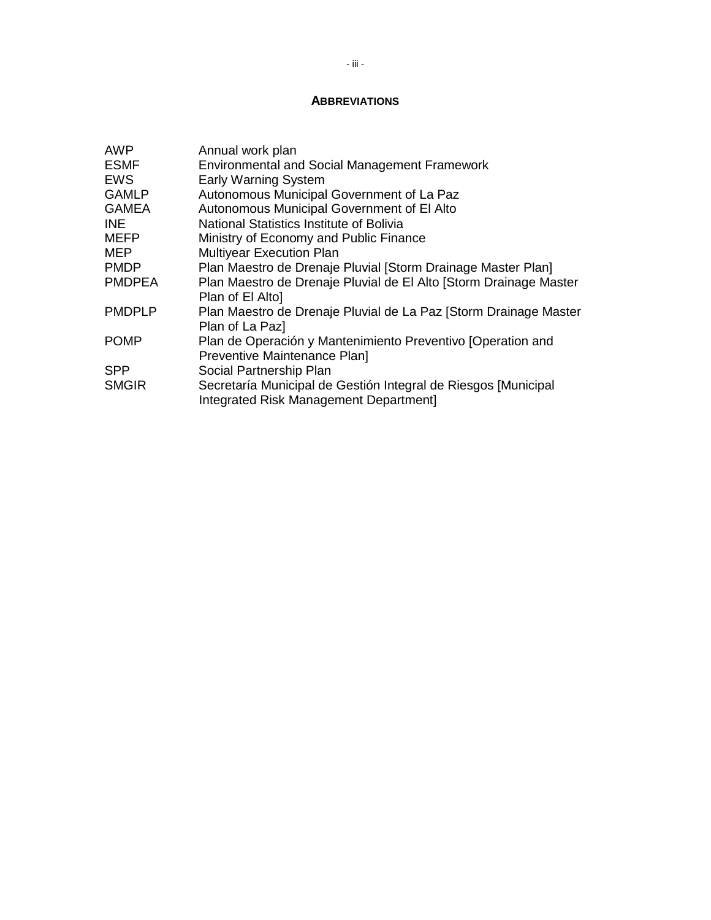## ABBREVIATIONS

| | |
|---|---|
| AWP | Annual work plan |
| ESMF | Environmental and Social Management Framework |
| EWS | Early Warning System |
| GAMLP | Autonomous Municipal Government of La Paz |
| GAMEA | Autonomous Municipal Government of El Alto |
| INE | National Statistics Institute of Bolivia |
| MEFP | Ministry of Economy and Public Finance |
| MEP | Multiyear Execution Plan |
| PMDP | Plan Maestro de Drenaje Pluvial [Storm Drainage Master Plan] |
| PMDPEA | Plan Maestro de Drenaje Pluvial de El Alto [Storm Drainage Master Plan of El Alto] |
| PMDPLP | Plan Maestro de Drenaje Pluvial de La Paz [Storm Drainage Master Plan of La Paz] |
| POMP | Plan de Operación y Mantenimiento Preventivo [Operation and Preventive Maintenance Plan] |
| SPP | Social Partnership Plan |
| SMGIR | Secretaría Municipal de Gestión Integral de Riesgos [Municipal Integrated Risk Management Department] |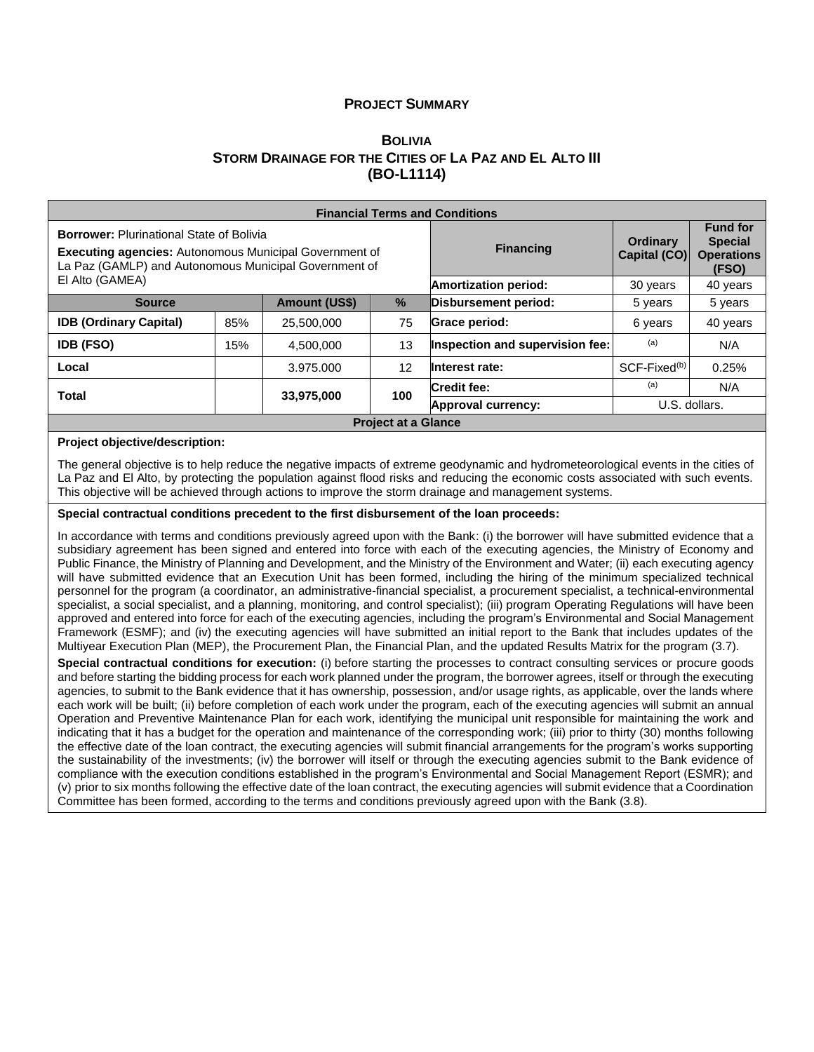## PROJECT SUMMARY

### BOLIVIA
### STORM DRAINAGE FOR THE CITIES OF LA PAZ AND EL ALTO III
### (BO-L1114)

| Financial Terms and Conditions | | | | | | |
|---|---|---|---|---|---|---|
| **Borrower:** Plurinational State of Bolivia<br>**Executing agencies:** Autonomous Municipal Government of La Paz (GAMLP) and Autonomous Municipal Government of El Alto (GAMEA) | | | | **Financing** | **Ordinary Capital (CO)** | **Fund for Special Operations (FSO)** |
| | | | | **Amortization period:** | 30 years | 40 years |
| **Source** | | **Amount (US$)** | **%** | **Disbursement period:** | 5 years | 5 years |
| **IDB (Ordinary Capital)** | 85% | 25,500,000 | 75 | **Grace period:** | 6 years | 40 years |
| **IDB (FSO)** | 15% | 4,500,000 | 13 | **Inspection and supervision fee:** | (a) | N/A |
| **Local** | | 3.975.000 | 12 | **Interest rate:** | SCF-Fixed(b) | 0.25% |
| **Total** | | **33,975,000** | **100** | **Credit fee:** | (a) | N/A |
| | | | | **Approval currency:** | U.S. dollars. | |

**Project at a Glance**

**Project objective/description:**

The general objective is to help reduce the negative impacts of extreme geodynamic and hydrometeorological events in the cities of La Paz and El Alto, by protecting the population against flood risks and reducing the economic costs associated with such events. This objective will be achieved through actions to improve the storm drainage and management systems.

**Special contractual conditions precedent to the first disbursement of the loan proceeds:**

In accordance with terms and conditions previously agreed upon with the Bank: (i) the borrower will have submitted evidence that a subsidiary agreement has been signed and entered into force with each of the executing agencies, the Ministry of Economy and Public Finance, the Ministry of Planning and Development, and the Ministry of the Environment and Water; (ii) each executing agency will have submitted evidence that an Execution Unit has been formed, including the hiring of the minimum specialized technical personnel for the program (a coordinator, an administrative-financial specialist, a procurement specialist, a technical-environmental specialist, a social specialist, and a planning, monitoring, and control specialist); (iii) program Operating Regulations will have been approved and entered into force for each of the executing agencies, including the program's Environmental and Social Management Framework (ESMF); and (iv) the executing agencies will have submitted an initial report to the Bank that includes updates of the Multiyear Execution Plan (MEP), the Procurement Plan, the Financial Plan, and the updated Results Matrix for the program (3.7).

**Special contractual conditions for execution:** (i) before starting the processes to contract consulting services or procure goods and before starting the bidding process for each work planned under the program, the borrower agrees, itself or through the executing agencies, to submit to the Bank evidence that it has ownership, possession, and/or usage rights, as applicable, over the lands where each work will be built; (ii) before completion of each work under the program, each of the executing agencies will submit an annual Operation and Preventive Maintenance Plan for each work, identifying the municipal unit responsible for maintaining the work and indicating that it has a budget for the operation and maintenance of the corresponding work; (iii) prior to thirty (30) months following the effective date of the loan contract, the executing agencies will submit financial arrangements for the program's works supporting the sustainability of the investments; (iv) the borrower will itself or through the executing agencies submit to the Bank evidence of compliance with the execution conditions established in the program's Environmental and Social Management Report (ESMR); and (v) prior to six months following the effective date of the loan contract, the executing agencies will submit evidence that a Coordination Committee has been formed, according to the terms and conditions previously agreed upon with the Bank (3.8).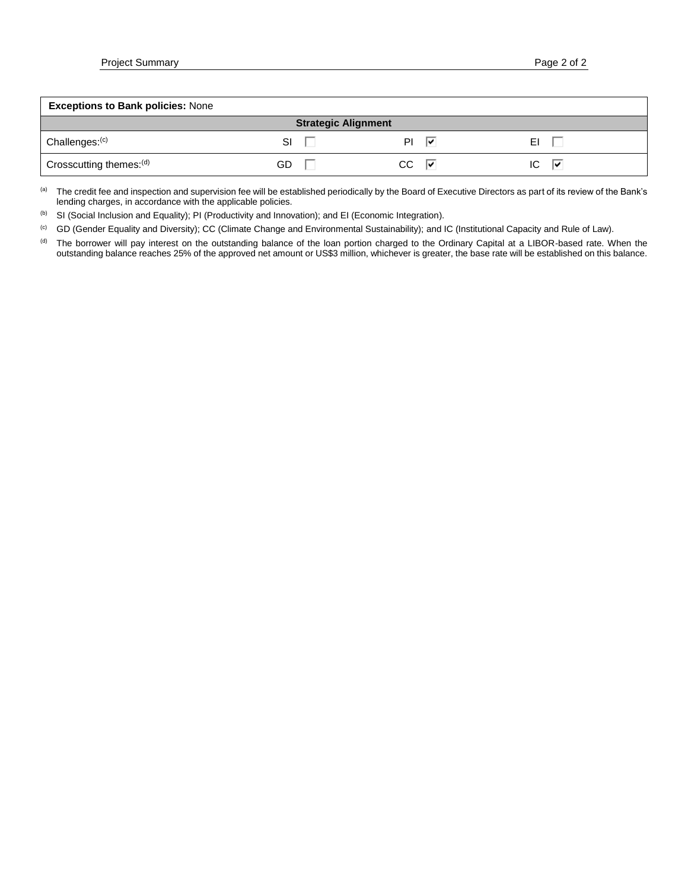| **Exceptions to Bank policies:** None | | | |
|---|---|---|---|
| **Strategic Alignment** | | | |
| Challenges:[c] | SI ☐ | PI ☑ | EI ☐ |
| Crosscutting themes:[d] | GD ☐ | CC ☑ | IC ☑ |

[a] The credit fee and inspection and supervision fee will be established periodically by the Board of Executive Directors as part of its review of the Bank's lending charges, in accordance with the applicable policies.

[b] SI (Social Inclusion and Equality); PI (Productivity and Innovation); and EI (Economic Integration).

[c] GD (Gender Equality and Diversity); CC (Climate Change and Environmental Sustainability); and IC (Institutional Capacity and Rule of Law).

[d] The borrower will pay interest on the outstanding balance of the loan portion charged to the Ordinary Capital at a LIBOR-based rate. When the outstanding balance reaches 25% of the approved net amount or US$3 million, whichever is greater, the base rate will be established on this balance.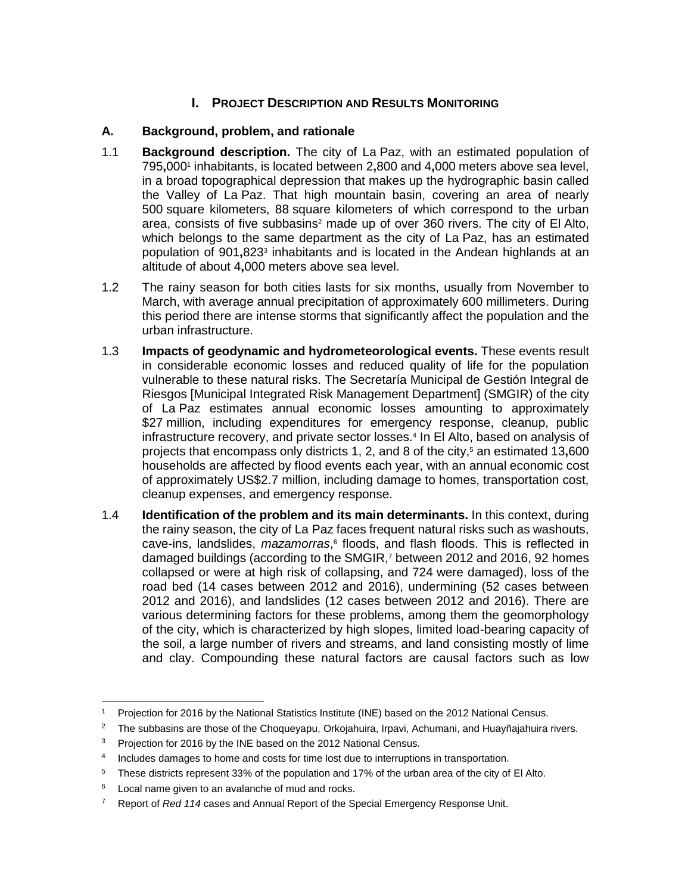# I. PROJECT DESCRIPTION AND RESULTS MONITORING

## A. Background, problem, and rationale

1.1 **Background description.** The city of La Paz, with an estimated population of 795,000[1] inhabitants, is located between 2,800 and 4,000 meters above sea level, in a broad topographical depression that makes up the hydrographic basin called the Valley of La Paz. That high mountain basin, covering an area of nearly 500 square kilometers, 88 square kilometers of which correspond to the urban area, consists of five subbasins[2] made up of over 360 rivers. The city of El Alto, which belongs to the same department as the city of La Paz, has an estimated population of 901,823[3] inhabitants and is located in the Andean highlands at an altitude of about 4,000 meters above sea level.

1.2 The rainy season for both cities lasts for six months, usually from November to March, with average annual precipitation of approximately 600 millimeters. During this period there are intense storms that significantly affect the population and the urban infrastructure.

1.3 **Impacts of geodynamic and hydrometeorological events.** These events result in considerable economic losses and reduced quality of life for the population vulnerable to these natural risks. The Secretaría Municipal de Gestión Integral de Riesgos [Municipal Integrated Risk Management Department] (SMGIR) of the city of La Paz estimates annual economic losses amounting to approximately $27 million, including expenditures for emergency response, cleanup, public infrastructure recovery, and private sector losses.[4] In El Alto, based on analysis of projects that encompass only districts 1, 2, and 8 of the city,[5] an estimated 13,600 households are affected by flood events each year, with an annual economic cost of approximately US$2.7 million, including damage to homes, transportation cost, cleanup expenses, and emergency response.

1.4 **Identification of the problem and its main determinants.** In this context, during the rainy season, the city of La Paz faces frequent natural risks such as washouts, cave-ins, landslides, *mazamorras*,[6] floods, and flash floods. This is reflected in damaged buildings (according to the SMGIR,[7] between 2012 and 2016, 92 homes collapsed or were at high risk of collapsing, and 724 were damaged), loss of the road bed (14 cases between 2012 and 2016), undermining (52 cases between 2012 and 2016), and landslides (12 cases between 2012 and 2016). There are various determining factors for these problems, among them the geomorphology of the city, which is characterized by high slopes, limited load-bearing capacity of the soil, a large number of rivers and streams, and land consisting mostly of lime and clay. Compounding these natural factors are causal factors such as low

---

[1] Projection for 2016 by the National Statistics Institute (INE) based on the 2012 National Census.

[2] The subbasins are those of the Choqueyapu, Orkojahuira, Irpavi, Achumani, and Huayñajahuira rivers.

[3] Projection for 2016 by the INE based on the 2012 National Census.

[4] Includes damages to home and costs for time lost due to interruptions in transportation.

[5] These districts represent 33% of the population and 17% of the urban area of the city of El Alto.

[6] Local name given to an avalanche of mud and rocks.

[7] Report of *Red 114* cases and Annual Report of the Special Emergency Response Unit.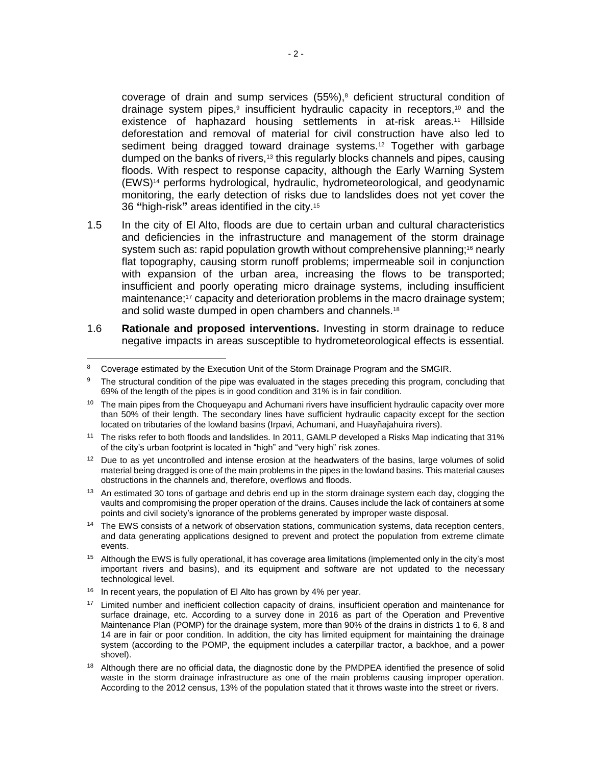coverage of drain and sump services (55%),[8] deficient structural condition of drainage system pipes,[9] insufficient hydraulic capacity in receptors,[10] and the existence of haphazard housing settlements in at-risk areas.[11] Hillside deforestation and removal of material for civil construction have also led to sediment being dragged toward drainage systems.[12] Together with garbage dumped on the banks of rivers,[13] this regularly blocks channels and pipes, causing floods. With respect to response capacity, although the Early Warning System (EWS)[14] performs hydrological, hydraulic, hydrometeorological, and geodynamic monitoring, the early detection of risks due to landslides does not yet cover the 36 **"**high-risk**"** areas identified in the city.[15]

1.5 In the city of El Alto, floods are due to certain urban and cultural characteristics and deficiencies in the infrastructure and management of the storm drainage system such as: rapid population growth without comprehensive planning;[16] nearly flat topography, causing storm runoff problems; impermeable soil in conjunction with expansion of the urban area, increasing the flows to be transported; insufficient and poorly operating micro drainage systems, including insufficient maintenance;[17] capacity and deterioration problems in the macro drainage system; and solid waste dumped in open chambers and channels.[18]

1.6 **Rationale and proposed interventions.** Investing in storm drainage to reduce negative impacts in areas susceptible to hydrometeorological effects is essential.

---

[8] Coverage estimated by the Execution Unit of the Storm Drainage Program and the SMGIR.

[9] The structural condition of the pipe was evaluated in the stages preceding this program, concluding that 69% of the length of the pipes is in good condition and 31% is in fair condition.

[10] The main pipes from the Choqueyapu and Achumani rivers have insufficient hydraulic capacity over more than 50% of their length. The secondary lines have sufficient hydraulic capacity except for the section located on tributaries of the lowland basins (Irpavi, Achumani, and Huayñajahuira rivers).

[11] The risks refer to both floods and landslides. In 2011, GAMLP developed a Risks Map indicating that 31% of the city's urban footprint is located in "high" and "very high" risk zones.

[12] Due to as yet uncontrolled and intense erosion at the headwaters of the basins, large volumes of solid material being dragged is one of the main problems in the pipes in the lowland basins. This material causes obstructions in the channels and, therefore, overflows and floods.

[13] An estimated 30 tons of garbage and debris end up in the storm drainage system each day, clogging the vaults and compromising the proper operation of the drains. Causes include the lack of containers at some points and civil society's ignorance of the problems generated by improper waste disposal.

[14] The EWS consists of a network of observation stations, communication systems, data reception centers, and data generating applications designed to prevent and protect the population from extreme climate events.

[15] Although the EWS is fully operational, it has coverage area limitations (implemented only in the city's most important rivers and basins), and its equipment and software are not updated to the necessary technological level.

[16] In recent years, the population of El Alto has grown by 4% per year.

[17] Limited number and inefficient collection capacity of drains, insufficient operation and maintenance for surface drainage, etc. According to a survey done in 2016 as part of the Operation and Preventive Maintenance Plan (POMP) for the drainage system, more than 90% of the drains in districts 1 to 6, 8 and 14 are in fair or poor condition. In addition, the city has limited equipment for maintaining the drainage system (according to the POMP, the equipment includes a caterpillar tractor, a backhoe, and a power shovel).

[18] Although there are no official data, the diagnostic done by the PMDPEA identified the presence of solid waste in the storm drainage infrastructure as one of the main problems causing improper operation. According to the 2012 census, 13% of the population stated that it throws waste into the street or rivers.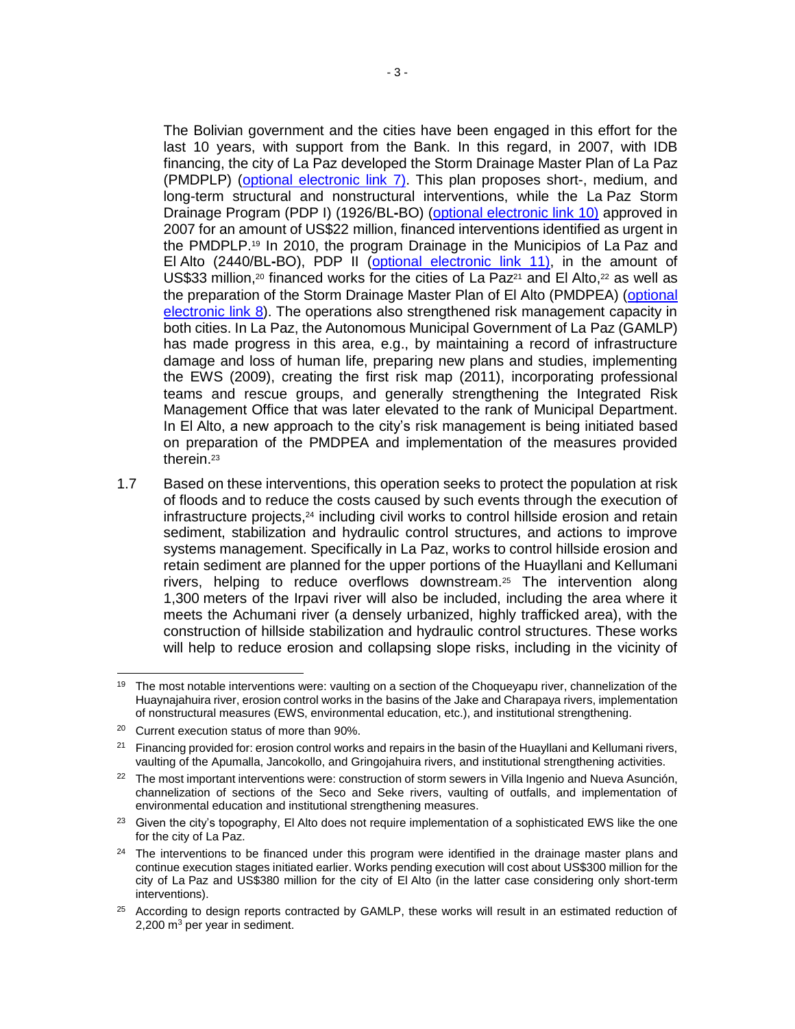The Bolivian government and the cities have been engaged in this effort for the last 10 years, with support from the Bank. In this regard, in 2007, with IDB financing, the city of La Paz developed the Storm Drainage Master Plan of La Paz (PMDPLP) (optional electronic link 7). This plan proposes short-, medium, and long-term structural and nonstructural interventions, while the La Paz Storm Drainage Program (PDP I) (1926/BL-BO) (optional electronic link 10) approved in 2007 for an amount of US$22 million, financed interventions identified as urgent in the PMDPLP.[19] In 2010, the program Drainage in the Municipios of La Paz and El Alto (2440/BL-BO), PDP II (optional electronic link 11), in the amount of US$33 million,[20] financed works for the cities of La Paz[21] and El Alto,[22] as well as the preparation of the Storm Drainage Master Plan of El Alto (PMDPEA) (optional electronic link 8). The operations also strengthened risk management capacity in both cities. In La Paz, the Autonomous Municipal Government of La Paz (GAMLP) has made progress in this area, e.g., by maintaining a record of infrastructure damage and loss of human life, preparing new plans and studies, implementing the EWS (2009), creating the first risk map (2011), incorporating professional teams and rescue groups, and generally strengthening the Integrated Risk Management Office that was later elevated to the rank of Municipal Department. In El Alto, a new approach to the city's risk management is being initiated based on preparation of the PMDPEA and implementation of the measures provided therein.[23]

1.7 Based on these interventions, this operation seeks to protect the population at risk of floods and to reduce the costs caused by such events through the execution of infrastructure projects,[24] including civil works to control hillside erosion and retain sediment, stabilization and hydraulic control structures, and actions to improve systems management. Specifically in La Paz, works to control hillside erosion and retain sediment are planned for the upper portions of the Huayllani and Kellumani rivers, helping to reduce overflows downstream.[25] The intervention along 1,300 meters of the Irpavi river will also be included, including the area where it meets the Achumani river (a densely urbanized, highly trafficked area), with the construction of hillside stabilization and hydraulic control structures. These works will help to reduce erosion and collapsing slope risks, including in the vicinity of

---

[19] The most notable interventions were: vaulting on a section of the Choqueyapu river, channelization of the Huaynajahuira river, erosion control works in the basins of the Jake and Charapaya rivers, implementation of nonstructural measures (EWS, environmental education, etc.), and institutional strengthening.

[20] Current execution status of more than 90%.

[21] Financing provided for: erosion control works and repairs in the basin of the Huayllani and Kellumani rivers, vaulting of the Apumalla, Jancokollo, and Gringojahuira rivers, and institutional strengthening activities.

[22] The most important interventions were: construction of storm sewers in Villa Ingenio and Nueva Asunción, channelization of sections of the Seco and Seke rivers, vaulting of outfalls, and implementation of environmental education and institutional strengthening measures.

[23] Given the city's topography, El Alto does not require implementation of a sophisticated EWS like the one for the city of La Paz.

[24] The interventions to be financed under this program were identified in the drainage master plans and continue execution stages initiated earlier. Works pending execution will cost about US$300 million for the city of La Paz and US$380 million for the city of El Alto (in the latter case considering only short-term interventions).

[25] According to design reports contracted by GAMLP, these works will result in an estimated reduction of 2,200 $m^3$ per year in sediment.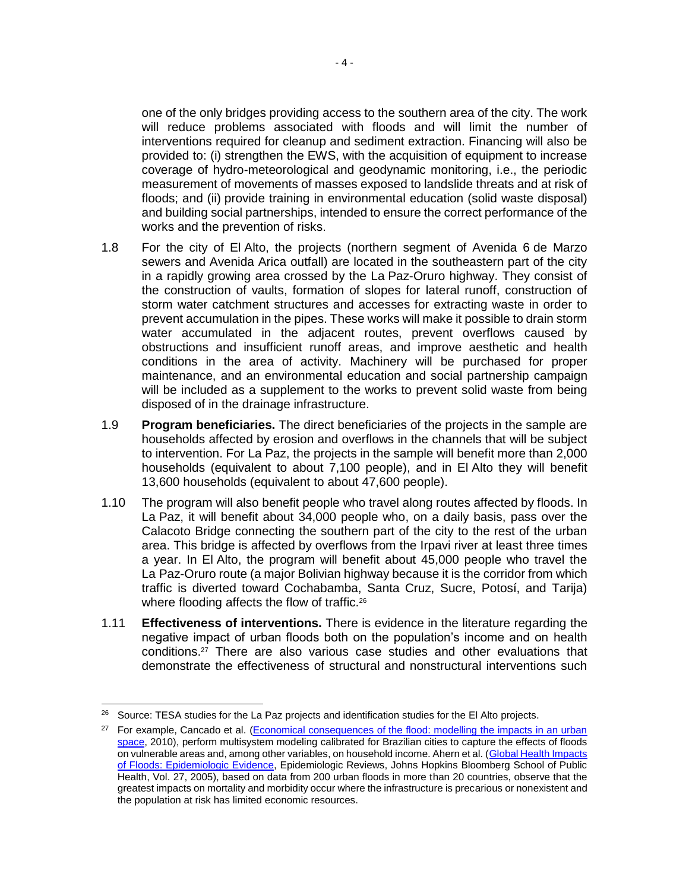one of the only bridges providing access to the southern area of the city. The work will reduce problems associated with floods and will limit the number of interventions required for cleanup and sediment extraction. Financing will also be provided to: (i) strengthen the EWS, with the acquisition of equipment to increase coverage of hydro-meteorological and geodynamic monitoring, i.e., the periodic measurement of movements of masses exposed to landslide threats and at risk of floods; and (ii) provide training in environmental education (solid waste disposal) and building social partnerships, intended to ensure the correct performance of the works and the prevention of risks.

1.8 For the city of El Alto, the projects (northern segment of Avenida 6 de Marzo sewers and Avenida Arica outfall) are located in the southeastern part of the city in a rapidly growing area crossed by the La Paz-Oruro highway. They consist of the construction of vaults, formation of slopes for lateral runoff, construction of storm water catchment structures and accesses for extracting waste in order to prevent accumulation in the pipes. These works will make it possible to drain storm water accumulated in the adjacent routes, prevent overflows caused by obstructions and insufficient runoff areas, and improve aesthetic and health conditions in the area of activity. Machinery will be purchased for proper maintenance, and an environmental education and social partnership campaign will be included as a supplement to the works to prevent solid waste from being disposed of in the drainage infrastructure.

1.9 **Program beneficiaries.** The direct beneficiaries of the projects in the sample are households affected by erosion and overflows in the channels that will be subject to intervention. For La Paz, the projects in the sample will benefit more than 2,000 households (equivalent to about 7,100 people), and in El Alto they will benefit 13,600 households (equivalent to about 47,600 people).

1.10 The program will also benefit people who travel along routes affected by floods. In La Paz, it will benefit about 34,000 people who, on a daily basis, pass over the Calacoto Bridge connecting the southern part of the city to the rest of the urban area. This bridge is affected by overflows from the Irpavi river at least three times a year. In El Alto, the program will benefit about 45,000 people who travel the La Paz-Oruro route (a major Bolivian highway because it is the corridor from which traffic is diverted toward Cochabamba, Santa Cruz, Sucre, Potosí, and Tarija) where flooding affects the flow of traffic.[26]

1.11 **Effectiveness of interventions.** There is evidence in the literature regarding the negative impact of urban floods both on the population's income and on health conditions.[27] There are also various case studies and other evaluations that demonstrate the effectiveness of structural and nonstructural interventions such

---

[26] Source: TESA studies for the La Paz projects and identification studies for the El Alto projects.

[27] For example, Cancado et al. (Economical consequences of the flood: modelling the impacts in an urban space, 2010), perform multisystem modeling calibrated for Brazilian cities to capture the effects of floods on vulnerable areas and, among other variables, on household income. Ahern et al. (Global Health Impacts of Floods: Epidemiologic Evidence, Epidemiologic Reviews, Johns Hopkins Bloomberg School of Public Health, Vol. 27, 2005), based on data from 200 urban floods in more than 20 countries, observe that the greatest impacts on mortality and morbidity occur where the infrastructure is precarious or nonexistent and the population at risk has limited economic resources.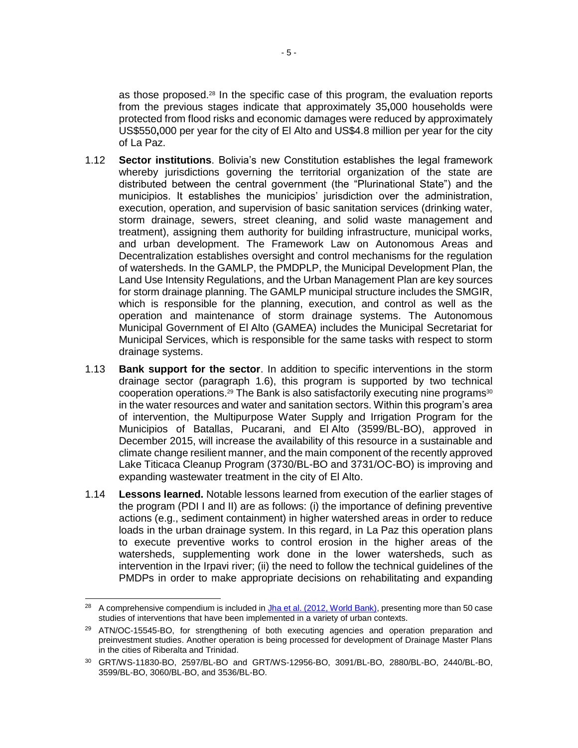as those proposed.[28] In the specific case of this program, the evaluation reports from the previous stages indicate that approximately 35,000 households were protected from flood risks and economic damages were reduced by approximately US$550,000 per year for the city of El Alto and US$4.8 million per year for the city of La Paz.

1.12 **Sector institutions**. Bolivia's new Constitution establishes the legal framework whereby jurisdictions governing the territorial organization of the state are distributed between the central government (the "Plurinational State") and the municipios. It establishes the municipios' jurisdiction over the administration, execution, operation, and supervision of basic sanitation services (drinking water, storm drainage, sewers, street cleaning, and solid waste management and treatment), assigning them authority for building infrastructure, municipal works, and urban development. The Framework Law on Autonomous Areas and Decentralization establishes oversight and control mechanisms for the regulation of watersheds. In the GAMLP, the PMDPLP, the Municipal Development Plan, the Land Use Intensity Regulations, and the Urban Management Plan are key sources for storm drainage planning. The GAMLP municipal structure includes the SMGIR, which is responsible for the planning, execution, and control as well as the operation and maintenance of storm drainage systems. The Autonomous Municipal Government of El Alto (GAMEA) includes the Municipal Secretariat for Municipal Services, which is responsible for the same tasks with respect to storm drainage systems.

1.13 **Bank support for the sector**. In addition to specific interventions in the storm drainage sector (paragraph 1.6), this program is supported by two technical cooperation operations.[29] The Bank is also satisfactorily executing nine programs[30] in the water resources and water and sanitation sectors. Within this program's area of intervention, the Multipurpose Water Supply and Irrigation Program for the Municipios of Batallas, Pucarani, and El Alto (3599/BL-BO), approved in December 2015, will increase the availability of this resource in a sustainable and climate change resilient manner, and the main component of the recently approved Lake Titicaca Cleanup Program (3730/BL-BO and 3731/OC-BO) is improving and expanding wastewater treatment in the city of El Alto.

1.14 **Lessons learned.** Notable lessons learned from execution of the earlier stages of the program (PDI I and II) are as follows: (i) the importance of defining preventive actions (e.g., sediment containment) in higher watershed areas in order to reduce loads in the urban drainage system. In this regard, in La Paz this operation plans to execute preventive works to control erosion in the higher areas of the watersheds, supplementing work done in the lower watersheds, such as intervention in the Irpavi river; (ii) the need to follow the technical guidelines of the PMDPs in order to make appropriate decisions on rehabilitating and expanding

---

[28] A comprehensive compendium is included in Jha et al. (2012, World Bank), presenting more than 50 case studies of interventions that have been implemented in a variety of urban contexts.

[29] ATN/OC-15545-BO, for strengthening of both executing agencies and operation preparation and preinvestment studies. Another operation is being processed for development of Drainage Master Plans in the cities of Riberalta and Trinidad.

[30] GRT/WS-11830-BO, 2597/BL-BO and GRT/WS-12956-BO, 3091/BL-BO, 2880/BL-BO, 2440/BL-BO, 3599/BL-BO, 3060/BL-BO, and 3536/BL-BO.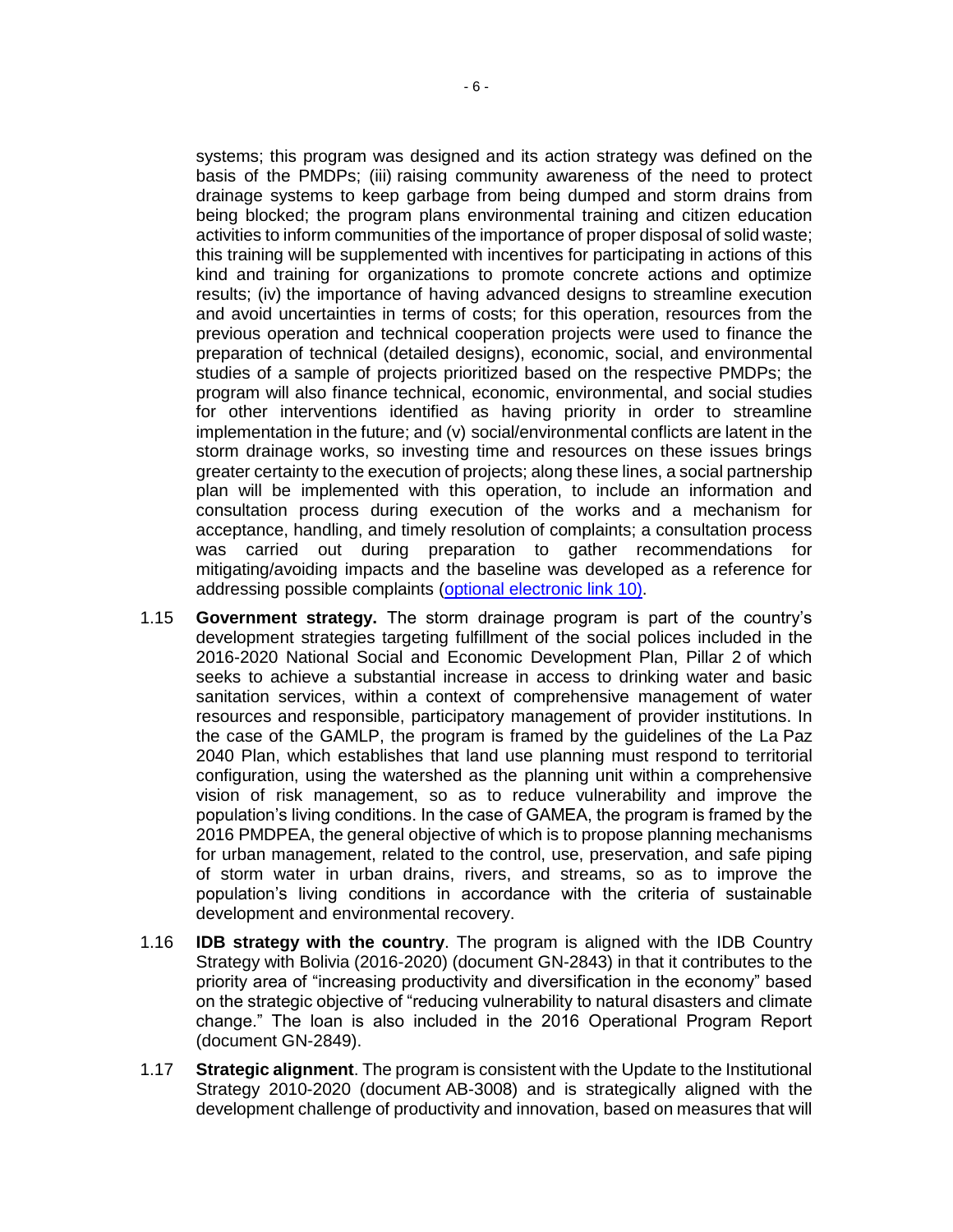systems; this program was designed and its action strategy was defined on the basis of the PMDPs; (iii) raising community awareness of the need to protect drainage systems to keep garbage from being dumped and storm drains from being blocked; the program plans environmental training and citizen education activities to inform communities of the importance of proper disposal of solid waste; this training will be supplemented with incentives for participating in actions of this kind and training for organizations to promote concrete actions and optimize results; (iv) the importance of having advanced designs to streamline execution and avoid uncertainties in terms of costs; for this operation, resources from the previous operation and technical cooperation projects were used to finance the preparation of technical (detailed designs), economic, social, and environmental studies of a sample of projects prioritized based on the respective PMDPs; the program will also finance technical, economic, environmental, and social studies for other interventions identified as having priority in order to streamline implementation in the future; and (v) social/environmental conflicts are latent in the storm drainage works, so investing time and resources on these issues brings greater certainty to the execution of projects; along these lines, a social partnership plan will be implemented with this operation, to include an information and consultation process during execution of the works and a mechanism for acceptance, handling, and timely resolution of complaints; a consultation process was carried out during preparation to gather recommendations for mitigating/avoiding impacts and the baseline was developed as a reference for addressing possible complaints (optional electronic link 10).

1.15 **Government strategy.** The storm drainage program is part of the country's development strategies targeting fulfillment of the social polices included in the 2016-2020 National Social and Economic Development Plan, Pillar 2 of which seeks to achieve a substantial increase in access to drinking water and basic sanitation services, within a context of comprehensive management of water resources and responsible, participatory management of provider institutions. In the case of the GAMLP, the program is framed by the guidelines of the La Paz 2040 Plan, which establishes that land use planning must respond to territorial configuration, using the watershed as the planning unit within a comprehensive vision of risk management, so as to reduce vulnerability and improve the population's living conditions. In the case of GAMEA, the program is framed by the 2016 PMDPEA, the general objective of which is to propose planning mechanisms for urban management, related to the control, use, preservation, and safe piping of storm water in urban drains, rivers, and streams, so as to improve the population's living conditions in accordance with the criteria of sustainable development and environmental recovery.

1.16 **IDB strategy with the country**. The program is aligned with the IDB Country Strategy with Bolivia (2016-2020) (document GN-2843) in that it contributes to the priority area of "increasing productivity and diversification in the economy" based on the strategic objective of "reducing vulnerability to natural disasters and climate change." The loan is also included in the 2016 Operational Program Report (document GN-2849).

1.17 **Strategic alignment**. The program is consistent with the Update to the Institutional Strategy 2010-2020 (document AB-3008) and is strategically aligned with the development challenge of productivity and innovation, based on measures that will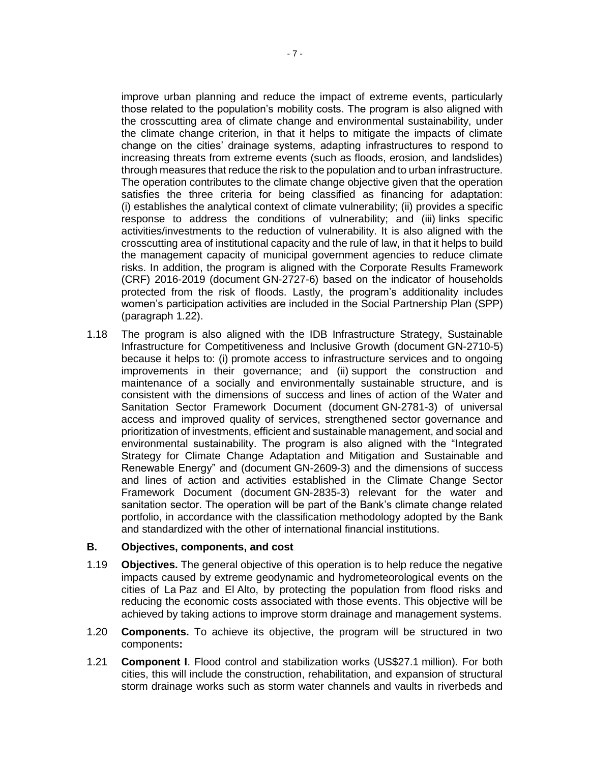improve urban planning and reduce the impact of extreme events, particularly those related to the population's mobility costs. The program is also aligned with the crosscutting area of climate change and environmental sustainability, under the climate change criterion, in that it helps to mitigate the impacts of climate change on the cities' drainage systems, adapting infrastructures to respond to increasing threats from extreme events (such as floods, erosion, and landslides) through measures that reduce the risk to the population and to urban infrastructure. The operation contributes to the climate change objective given that the operation satisfies the three criteria for being classified as financing for adaptation: (i) establishes the analytical context of climate vulnerability; (ii) provides a specific response to address the conditions of vulnerability; and (iii) links specific activities/investments to the reduction of vulnerability. It is also aligned with the crosscutting area of institutional capacity and the rule of law, in that it helps to build the management capacity of municipal government agencies to reduce climate risks. In addition, the program is aligned with the Corporate Results Framework (CRF) 2016-2019 (document GN-2727-6) based on the indicator of households protected from the risk of floods. Lastly, the program's additionality includes women's participation activities are included in the Social Partnership Plan (SPP) (paragraph 1.22).

1.18 The program is also aligned with the IDB Infrastructure Strategy, Sustainable Infrastructure for Competitiveness and Inclusive Growth (document GN-2710-5) because it helps to: (i) promote access to infrastructure services and to ongoing improvements in their governance; and (ii) support the construction and maintenance of a socially and environmentally sustainable structure, and is consistent with the dimensions of success and lines of action of the Water and Sanitation Sector Framework Document (document GN-2781-3) of universal access and improved quality of services, strengthened sector governance and prioritization of investments, efficient and sustainable management, and social and environmental sustainability. The program is also aligned with the "Integrated Strategy for Climate Change Adaptation and Mitigation and Sustainable and Renewable Energy" and (document GN-2609-3) and the dimensions of success and lines of action and activities established in the Climate Change Sector Framework Document (document GN-2835-3) relevant for the water and sanitation sector. The operation will be part of the Bank's climate change related portfolio, in accordance with the classification methodology adopted by the Bank and standardized with the other of international financial institutions.

### B. Objectives, components, and cost

1.19 **Objectives.** The general objective of this operation is to help reduce the negative impacts caused by extreme geodynamic and hydrometeorological events on the cities of La Paz and El Alto, by protecting the population from flood risks and reducing the economic costs associated with those events. This objective will be achieved by taking actions to improve storm drainage and management systems.

1.20 **Components.** To achieve its objective, the program will be structured in two components**:**

1.21 **Component I**. Flood control and stabilization works (US$27.1 million). For both cities, this will include the construction, rehabilitation, and expansion of structural storm drainage works such as storm water channels and vaults in riverbeds and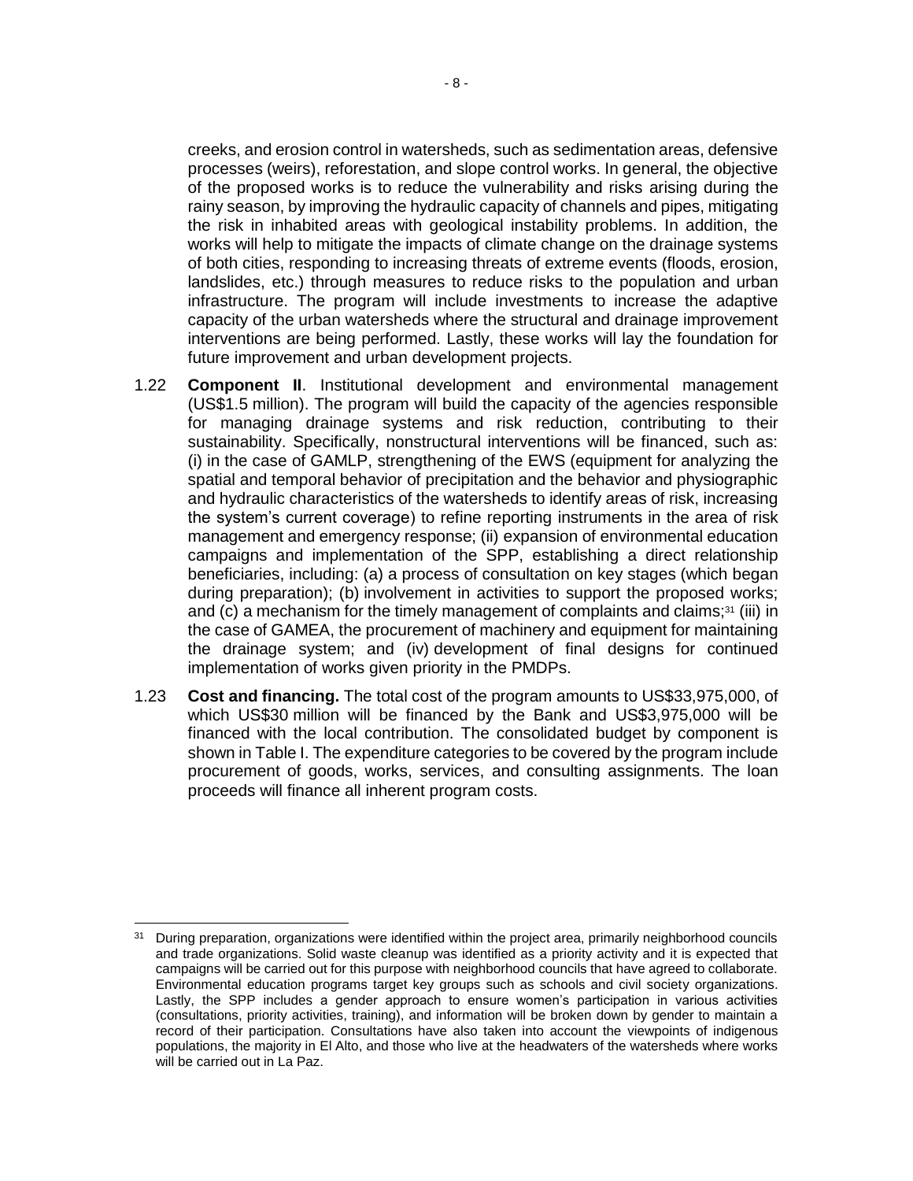creeks, and erosion control in watersheds, such as sedimentation areas, defensive processes (weirs), reforestation, and slope control works. In general, the objective of the proposed works is to reduce the vulnerability and risks arising during the rainy season, by improving the hydraulic capacity of channels and pipes, mitigating the risk in inhabited areas with geological instability problems. In addition, the works will help to mitigate the impacts of climate change on the drainage systems of both cities, responding to increasing threats of extreme events (floods, erosion, landslides, etc.) through measures to reduce risks to the population and urban infrastructure. The program will include investments to increase the adaptive capacity of the urban watersheds where the structural and drainage improvement interventions are being performed. Lastly, these works will lay the foundation for future improvement and urban development projects.

1.22 **Component II**. Institutional development and environmental management (US$1.5 million). The program will build the capacity of the agencies responsible for managing drainage systems and risk reduction, contributing to their sustainability. Specifically, nonstructural interventions will be financed, such as: (i) in the case of GAMLP, strengthening of the EWS (equipment for analyzing the spatial and temporal behavior of precipitation and the behavior and physiographic and hydraulic characteristics of the watersheds to identify areas of risk, increasing the system's current coverage) to refine reporting instruments in the area of risk management and emergency response; (ii) expansion of environmental education campaigns and implementation of the SPP, establishing a direct relationship beneficiaries, including: (a) a process of consultation on key stages (which began during preparation); (b) involvement in activities to support the proposed works; and (c) a mechanism for the timely management of complaints and claims;[31] (iii) in the case of GAMEA, the procurement of machinery and equipment for maintaining the drainage system; and (iv) development of final designs for continued implementation of works given priority in the PMDPs.

1.23 **Cost and financing.** The total cost of the program amounts to US$33,975,000, of which US$30 million will be financed by the Bank and US$3,975,000 will be financed with the local contribution. The consolidated budget by component is shown in Table I. The expenditure categories to be covered by the program include procurement of goods, works, services, and consulting assignments. The loan proceeds will finance all inherent program costs.

---

[31] During preparation, organizations were identified within the project area, primarily neighborhood councils and trade organizations. Solid waste cleanup was identified as a priority activity and it is expected that campaigns will be carried out for this purpose with neighborhood councils that have agreed to collaborate. Environmental education programs target key groups such as schools and civil society organizations. Lastly, the SPP includes a gender approach to ensure women's participation in various activities (consultations, priority activities, training), and information will be broken down by gender to maintain a record of their participation. Consultations have also taken into account the viewpoints of indigenous populations, the majority in El Alto, and those who live at the headwaters of the watersheds where works will be carried out in La Paz.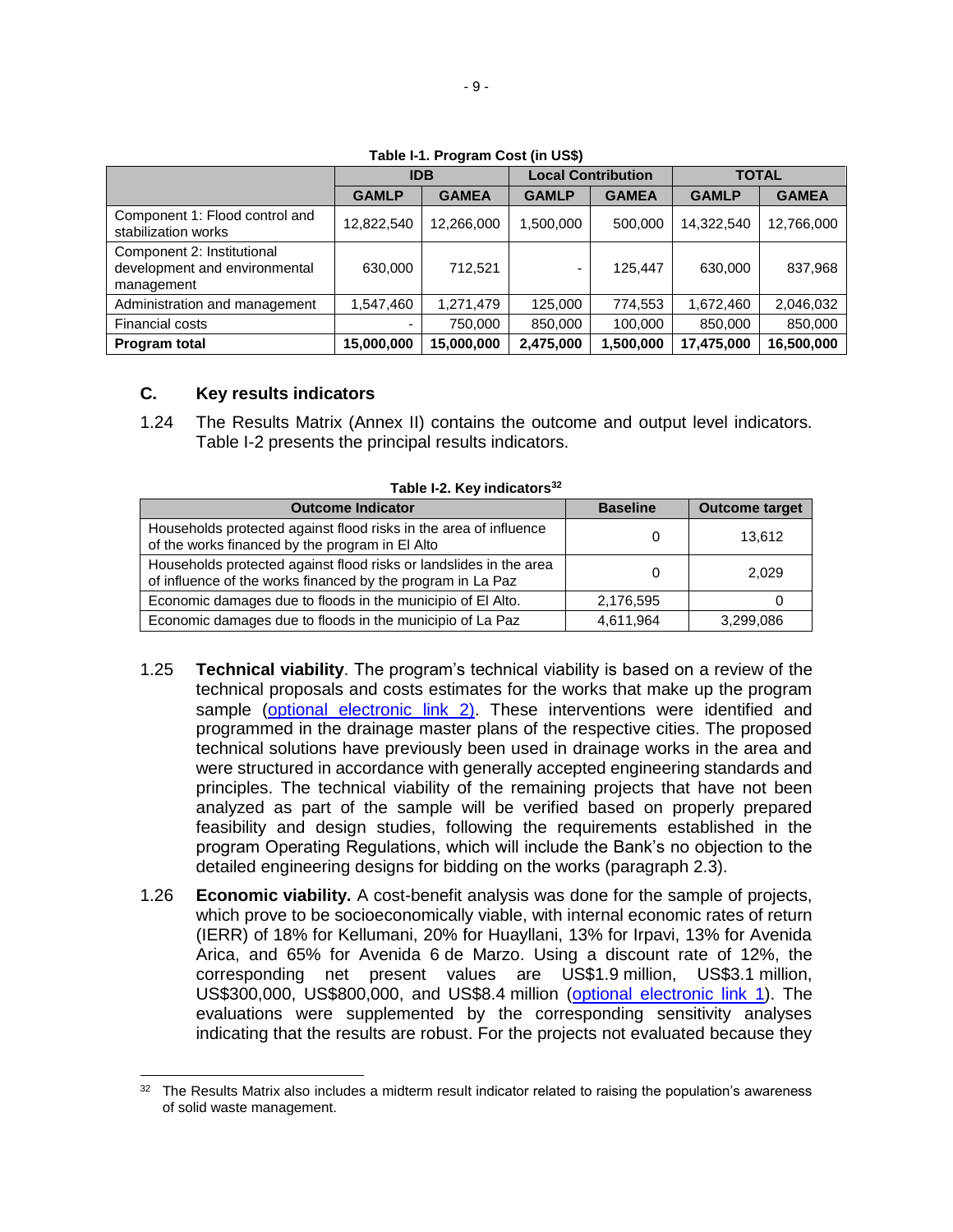**Table I-1. Program Cost (in US$)**

| | IDB | | Local Contribution | | TOTAL | |
|---|---|---|---|---|---|---|
| | GAMLP | GAMEA | GAMLP | GAMEA | GAMLP | GAMEA |
| Component 1: Flood control and stabilization works | 12,822,540 | 12,266,000 | 1,500,000 | 500,000 | 14,322,540 | 12,766,000 |
| Component 2: Institutional development and environmental management | 630,000 | 712,521 | - | 125,447 | 630,000 | 837,968 |
| Administration and management | 1,547,460 | 1,271,479 | 125,000 | 774,553 | 1,672,460 | 2,046,032 |
| Financial costs | - | 750,000 | 850,000 | 100,000 | 850,000 | 850,000 |
| **Program total** | **15,000,000** | **15,000,000** | **2,475,000** | **1,500,000** | **17,475,000** | **16,500,000** |

## C. Key results indicators

1.24 The Results Matrix (Annex II) contains the outcome and output level indicators. Table I-2 presents the principal results indicators.

**Table I-2. Key indicators[32]**

| Outcome Indicator | Baseline | Outcome target |
|---|---|---|
| Households protected against flood risks in the area of influence of the works financed by the program in El Alto | 0 | 13,612 |
| Households protected against flood risks or landslides in the area of influence of the works financed by the program in La Paz | 0 | 2,029 |
| Economic damages due to floods in the municipio of El Alto. | 2,176,595 | 0 |
| Economic damages due to floods in the municipio of La Paz | 4,611,964 | 3,299,086 |

1.25 **Technical viability**. The program's technical viability is based on a review of the technical proposals and costs estimates for the works that make up the program sample (optional electronic link 2). These interventions were identified and programmed in the drainage master plans of the respective cities. The proposed technical solutions have previously been used in drainage works in the area and were structured in accordance with generally accepted engineering standards and principles. The technical viability of the remaining projects that have not been analyzed as part of the sample will be verified based on properly prepared feasibility and design studies, following the requirements established in the program Operating Regulations, which will include the Bank's no objection to the detailed engineering designs for bidding on the works (paragraph 2.3).

1.26 **Economic viability.** A cost-benefit analysis was done for the sample of projects, which prove to be socioeconomically viable, with internal economic rates of return (IERR) of 18% for Kellumani, 20% for Huayllani, 13% for Irpavi, 13% for Avenida Arica, and 65% for Avenida 6 de Marzo. Using a discount rate of 12%, the corresponding net present values are US$1.9 million, US$3.1 million, US$300,000, US$800,000, and US$8.4 million (optional electronic link 1). The evaluations were supplemented by the corresponding sensitivity analyses indicating that the results are robust. For the projects not evaluated because they

---

[32] The Results Matrix also includes a midterm result indicator related to raising the population's awareness of solid waste management.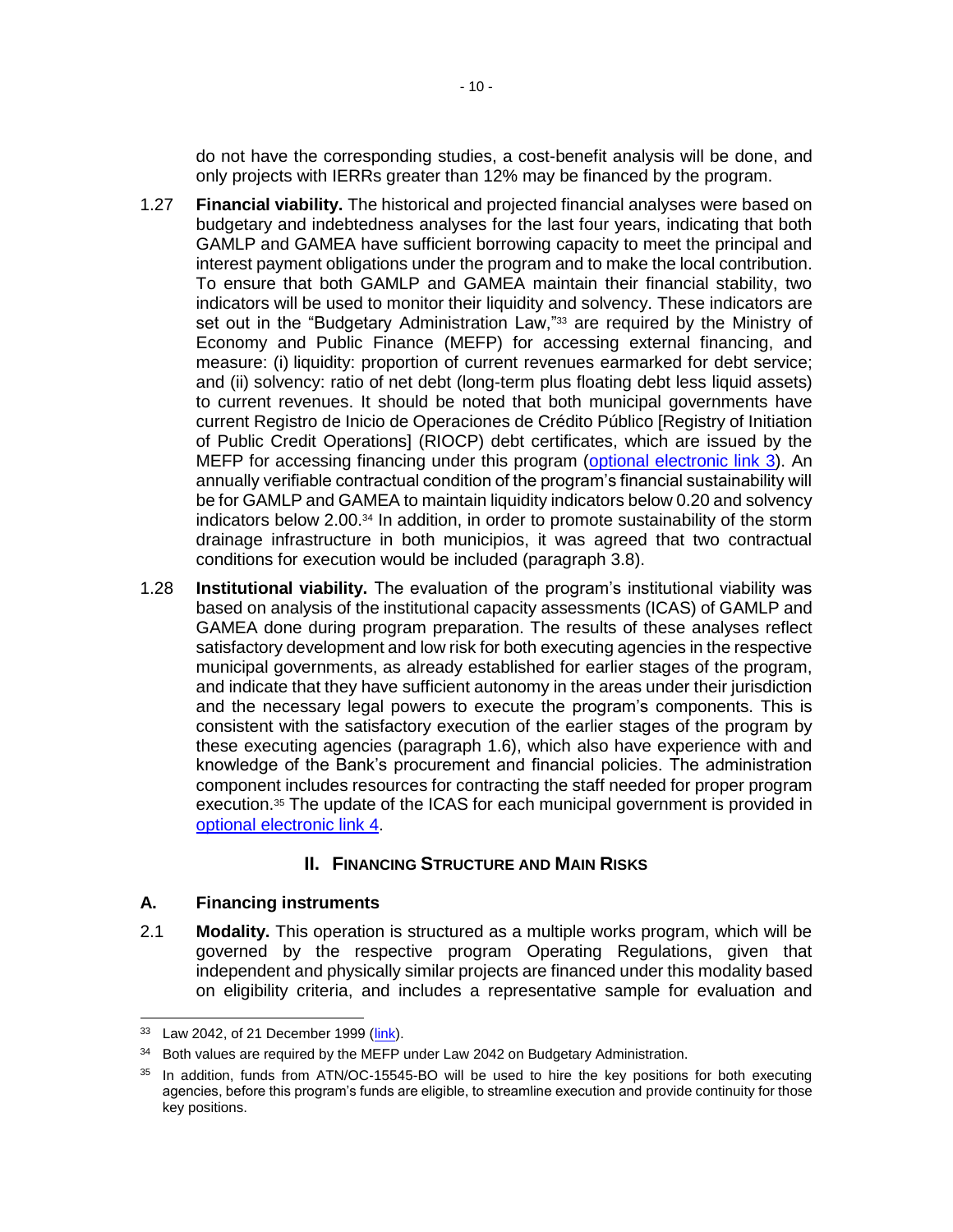do not have the corresponding studies, a cost-benefit analysis will be done, and only projects with IERRs greater than 12% may be financed by the program.

1.27 **Financial viability.** The historical and projected financial analyses were based on budgetary and indebtedness analyses for the last four years, indicating that both GAMLP and GAMEA have sufficient borrowing capacity to meet the principal and interest payment obligations under the program and to make the local contribution. To ensure that both GAMLP and GAMEA maintain their financial stability, two indicators will be used to monitor their liquidity and solvency. These indicators are set out in the "Budgetary Administration Law,"[33] are required by the Ministry of Economy and Public Finance (MEFP) for accessing external financing, and measure: (i) liquidity: proportion of current revenues earmarked for debt service; and (ii) solvency: ratio of net debt (long-term plus floating debt less liquid assets) to current revenues. It should be noted that both municipal governments have current Registro de Inicio de Operaciones de Crédito Público [Registry of Initiation of Public Credit Operations] (RIOCP) debt certificates, which are issued by the MEFP for accessing financing under this program (optional electronic link 3). An annually verifiable contractual condition of the program's financial sustainability will be for GAMLP and GAMEA to maintain liquidity indicators below 0.20 and solvency indicators below 2.00.[34] In addition, in order to promote sustainability of the storm drainage infrastructure in both municipios, it was agreed that two contractual conditions for execution would be included (paragraph 3.8).

1.28 **Institutional viability.** The evaluation of the program's institutional viability was based on analysis of the institutional capacity assessments (ICAS) of GAMLP and GAMEA done during program preparation. The results of these analyses reflect satisfactory development and low risk for both executing agencies in the respective municipal governments, as already established for earlier stages of the program, and indicate that they have sufficient autonomy in the areas under their jurisdiction and the necessary legal powers to execute the program's components. This is consistent with the satisfactory execution of the earlier stages of the program by these executing agencies (paragraph 1.6), which also have experience with and knowledge of the Bank's procurement and financial policies. The administration component includes resources for contracting the staff needed for proper program execution.[35] The update of the ICAS for each municipal government is provided in optional electronic link 4.

## II. FINANCING STRUCTURE AND MAIN RISKS

### A. Financing instruments

2.1 **Modality.** This operation is structured as a multiple works program, which will be governed by the respective program Operating Regulations, given that independent and physically similar projects are financed under this modality based on eligibility criteria, and includes a representative sample for evaluation and

---

[33] Law 2042, of 21 December 1999 (link).

[34] Both values are required by the MEFP under Law 2042 on Budgetary Administration.

[35] In addition, funds from ATN/OC-15545-BO will be used to hire the key positions for both executing agencies, before this program's funds are eligible, to streamline execution and provide continuity for those key positions.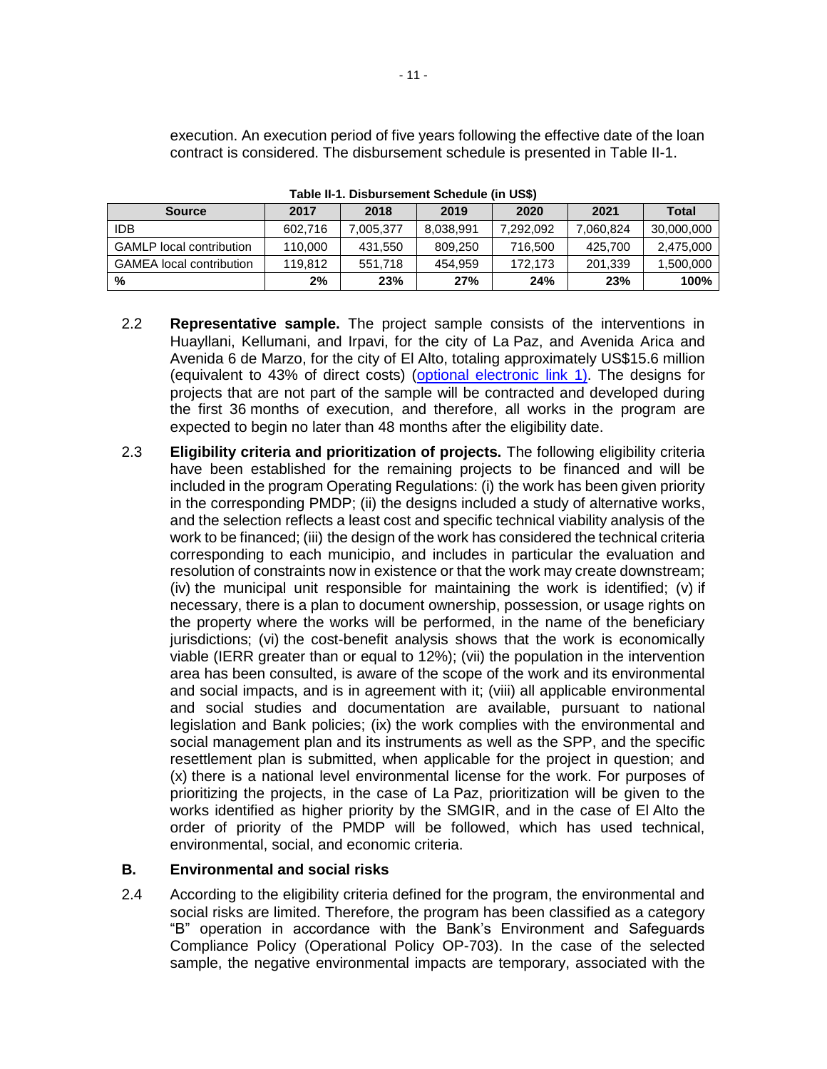execution. An execution period of five years following the effective date of the loan contract is considered. The disbursement schedule is presented in Table II-1.

**Table II-1. Disbursement Schedule (in US$)**

| Source | 2017 | 2018 | 2019 | 2020 | 2021 | Total |
|---|---|---|---|---|---|---|
| IDB | 602,716 | 7,005,377 | 8,038,991 | 7,292,092 | 7,060,824 | 30,000,000 |
| GAMLP local contribution | 110,000 | 431,550 | 809,250 | 716,500 | 425,700 | 2,475,000 |
| GAMEA local contribution | 119,812 | 551,718 | 454,959 | 172,173 | 201,339 | 1,500,000 |
| **%** | **2%** | **23%** | **27%** | **24%** | **23%** | **100%** |

2.2 **Representative sample.** The project sample consists of the interventions in Huayllani, Kellumani, and Irpavi, for the city of La Paz, and Avenida Arica and Avenida 6 de Marzo, for the city of El Alto, totaling approximately US$15.6 million (equivalent to 43% of direct costs) (optional electronic link 1). The designs for projects that are not part of the sample will be contracted and developed during the first 36 months of execution, and therefore, all works in the program are expected to begin no later than 48 months after the eligibility date.

2.3 **Eligibility criteria and prioritization of projects.** The following eligibility criteria have been established for the remaining projects to be financed and will be included in the program Operating Regulations: (i) the work has been given priority in the corresponding PMDP; (ii) the designs included a study of alternative works, and the selection reflects a least cost and specific technical viability analysis of the work to be financed; (iii) the design of the work has considered the technical criteria corresponding to each municipio, and includes in particular the evaluation and resolution of constraints now in existence or that the work may create downstream; (iv) the municipal unit responsible for maintaining the work is identified; (v) if necessary, there is a plan to document ownership, possession, or usage rights on the property where the works will be performed, in the name of the beneficiary jurisdictions; (vi) the cost-benefit analysis shows that the work is economically viable (IERR greater than or equal to 12%); (vii) the population in the intervention area has been consulted, is aware of the scope of the work and its environmental and social impacts, and is in agreement with it; (viii) all applicable environmental and social studies and documentation are available, pursuant to national legislation and Bank policies; (ix) the work complies with the environmental and social management plan and its instruments as well as the SPP, and the specific resettlement plan is submitted, when applicable for the project in question; and (x) there is a national level environmental license for the work. For purposes of prioritizing the projects, in the case of La Paz, prioritization will be given to the works identified as higher priority by the SMGIR, and in the case of El Alto the order of priority of the PMDP will be followed, which has used technical, environmental, social, and economic criteria.

## B. Environmental and social risks

2.4 According to the eligibility criteria defined for the program, the environmental and social risks are limited. Therefore, the program has been classified as a category "B" operation in accordance with the Bank's Environment and Safeguards Compliance Policy (Operational Policy OP-703). In the case of the selected sample, the negative environmental impacts are temporary, associated with the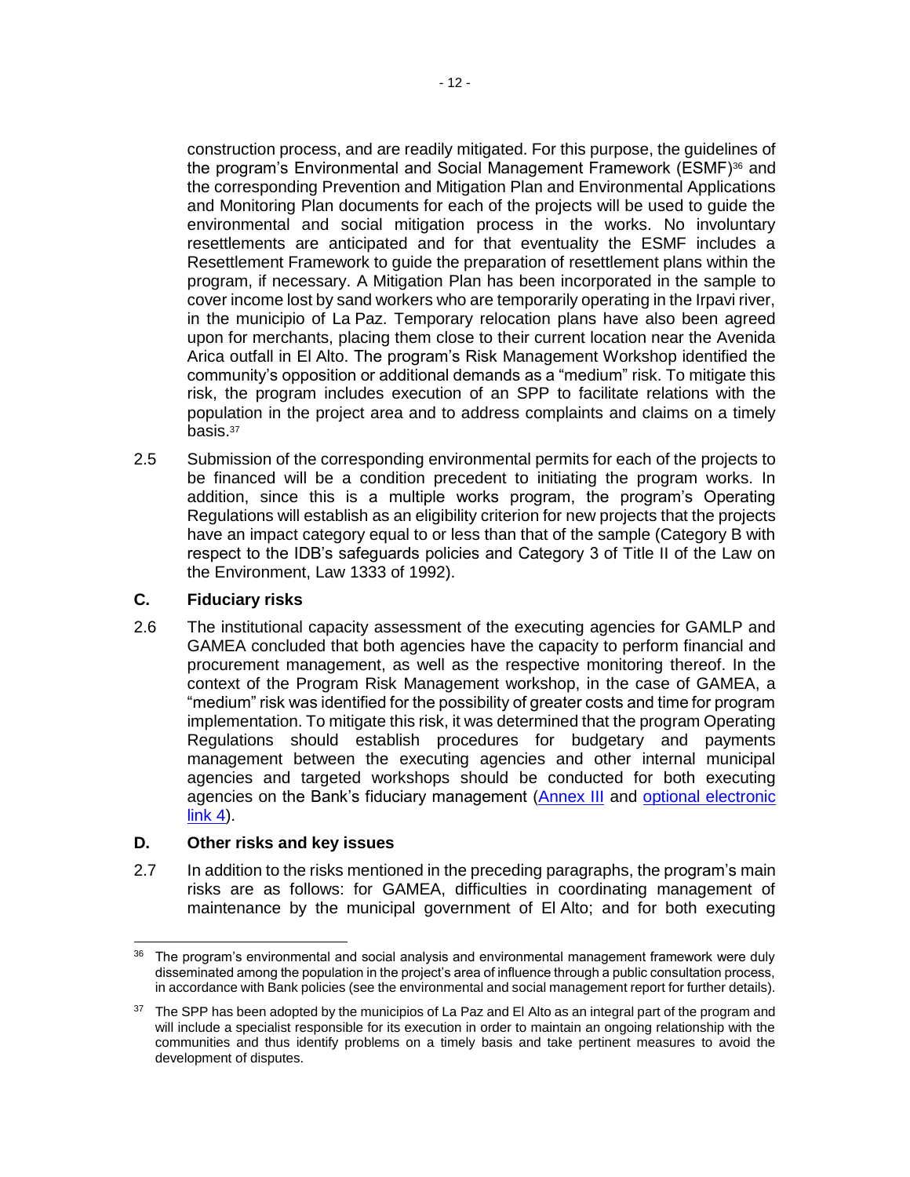construction process, and are readily mitigated. For this purpose, the guidelines of the program's Environmental and Social Management Framework (ESMF)[36] and the corresponding Prevention and Mitigation Plan and Environmental Applications and Monitoring Plan documents for each of the projects will be used to guide the environmental and social mitigation process in the works. No involuntary resettlements are anticipated and for that eventuality the ESMF includes a Resettlement Framework to guide the preparation of resettlement plans within the program, if necessary. A Mitigation Plan has been incorporated in the sample to cover income lost by sand workers who are temporarily operating in the Irpavi river, in the municipio of La Paz. Temporary relocation plans have also been agreed upon for merchants, placing them close to their current location near the Avenida Arica outfall in El Alto. The program's Risk Management Workshop identified the community's opposition or additional demands as a "medium" risk. To mitigate this risk, the program includes execution of an SPP to facilitate relations with the population in the project area and to address complaints and claims on a timely basis.[37]

2.5 Submission of the corresponding environmental permits for each of the projects to be financed will be a condition precedent to initiating the program works. In addition, since this is a multiple works program, the program's Operating Regulations will establish as an eligibility criterion for new projects that the projects have an impact category equal to or less than that of the sample (Category B with respect to the IDB's safeguards policies and Category 3 of Title II of the Law on the Environment, Law 1333 of 1992).

## C. Fiduciary risks

2.6 The institutional capacity assessment of the executing agencies for GAMLP and GAMEA concluded that both agencies have the capacity to perform financial and procurement management, as well as the respective monitoring thereof. In the context of the Program Risk Management workshop, in the case of GAMEA, a "medium" risk was identified for the possibility of greater costs and time for program implementation. To mitigate this risk, it was determined that the program Operating Regulations should establish procedures for budgetary and payments management between the executing agencies and other internal municipal agencies and targeted workshops should be conducted for both executing agencies on the Bank's fiduciary management (Annex III and optional electronic link 4).

## D. Other risks and key issues

2.7 In addition to the risks mentioned in the preceding paragraphs, the program's main risks are as follows: for GAMEA, difficulties in coordinating management of maintenance by the municipal government of El Alto; and for both executing

---

[36] The program's environmental and social analysis and environmental management framework were duly disseminated among the population in the project's area of influence through a public consultation process, in accordance with Bank policies (see the environmental and social management report for further details).

[37] The SPP has been adopted by the municipios of La Paz and El Alto as an integral part of the program and will include a specialist responsible for its execution in order to maintain an ongoing relationship with the communities and thus identify problems on a timely basis and take pertinent measures to avoid the development of disputes.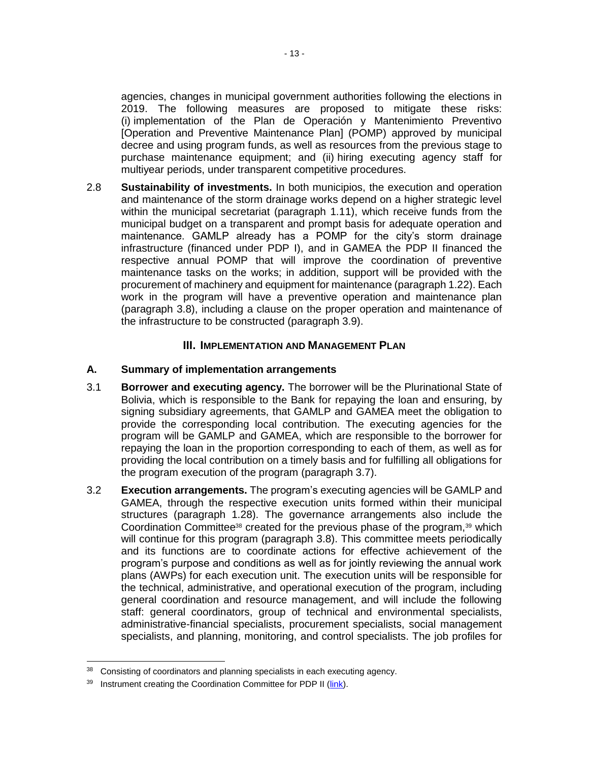agencies, changes in municipal government authorities following the elections in 2019. The following measures are proposed to mitigate these risks: (i) implementation of the Plan de Operación y Mantenimiento Preventivo [Operation and Preventive Maintenance Plan] (POMP) approved by municipal decree and using program funds, as well as resources from the previous stage to purchase maintenance equipment; and (ii) hiring executing agency staff for multiyear periods, under transparent competitive procedures.

2.8 **Sustainability of investments.** In both municipios, the execution and operation and maintenance of the storm drainage works depend on a higher strategic level within the municipal secretariat (paragraph 1.11), which receive funds from the municipal budget on a transparent and prompt basis for adequate operation and maintenance. GAMLP already has a POMP for the city's storm drainage infrastructure (financed under PDP I), and in GAMEA the PDP II financed the respective annual POMP that will improve the coordination of preventive maintenance tasks on the works; in addition, support will be provided with the procurement of machinery and equipment for maintenance (paragraph 1.22). Each work in the program will have a preventive operation and maintenance plan (paragraph 3.8), including a clause on the proper operation and maintenance of the infrastructure to be constructed (paragraph 3.9).

## III. Implementation and Management Plan

### A. Summary of implementation arrangements

3.1 **Borrower and executing agency.** The borrower will be the Plurinational State of Bolivia, which is responsible to the Bank for repaying the loan and ensuring, by signing subsidiary agreements, that GAMLP and GAMEA meet the obligation to provide the corresponding local contribution. The executing agencies for the program will be GAMLP and GAMEA, which are responsible to the borrower for repaying the loan in the proportion corresponding to each of them, as well as for providing the local contribution on a timely basis and for fulfilling all obligations for the program execution of the program (paragraph 3.7).

3.2 **Execution arrangements.** The program's executing agencies will be GAMLP and GAMEA, through the respective execution units formed within their municipal structures (paragraph 1.28). The governance arrangements also include the Coordination Committee[38] created for the previous phase of the program,[39] which will continue for this program (paragraph 3.8). This committee meets periodically and its functions are to coordinate actions for effective achievement of the program's purpose and conditions as well as for jointly reviewing the annual work plans (AWPs) for each execution unit. The execution units will be responsible for the technical, administrative, and operational execution of the program, including general coordination and resource management, and will include the following staff: general coordinators, group of technical and environmental specialists, administrative-financial specialists, procurement specialists, social management specialists, and planning, monitoring, and control specialists. The job profiles for

---

[38] Consisting of coordinators and planning specialists in each executing agency.

[39] Instrument creating the Coordination Committee for PDP II (link).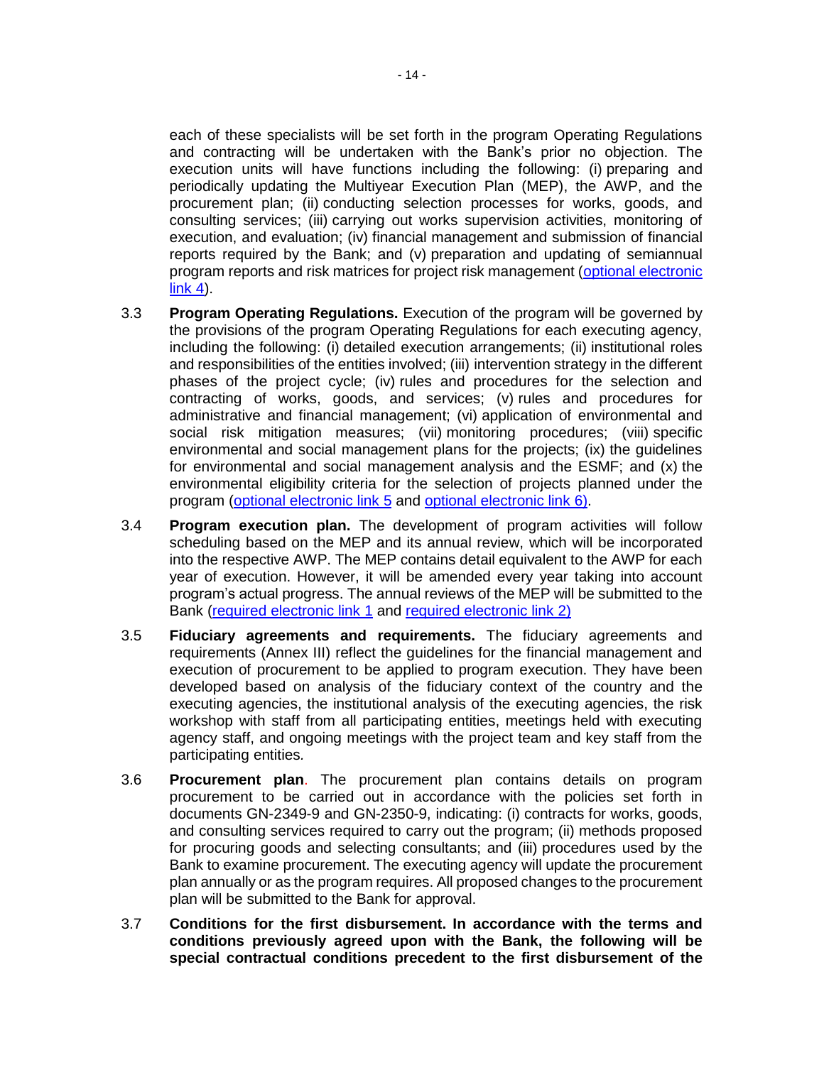each of these specialists will be set forth in the program Operating Regulations and contracting will be undertaken with the Bank's prior no objection. The execution units will have functions including the following: (i) preparing and periodically updating the Multiyear Execution Plan (MEP), the AWP, and the procurement plan; (ii) conducting selection processes for works, goods, and consulting services; (iii) carrying out works supervision activities, monitoring of execution, and evaluation; (iv) financial management and submission of financial reports required by the Bank; and (v) preparation and updating of semiannual program reports and risk matrices for project risk management (optional electronic link 4).

3.3 **Program Operating Regulations.** Execution of the program will be governed by the provisions of the program Operating Regulations for each executing agency, including the following: (i) detailed execution arrangements; (ii) institutional roles and responsibilities of the entities involved; (iii) intervention strategy in the different phases of the project cycle; (iv) rules and procedures for the selection and contracting of works, goods, and services; (v) rules and procedures for administrative and financial management; (vi) application of environmental and social risk mitigation measures; (vii) monitoring procedures; (viii) specific environmental and social management plans for the projects; (ix) the guidelines for environmental and social management analysis and the ESMF; and (x) the environmental eligibility criteria for the selection of projects planned under the program (optional electronic link 5 and optional electronic link 6).

3.4 **Program execution plan.** The development of program activities will follow scheduling based on the MEP and its annual review, which will be incorporated into the respective AWP. The MEP contains detail equivalent to the AWP for each year of execution. However, it will be amended every year taking into account program's actual progress. The annual reviews of the MEP will be submitted to the Bank (required electronic link 1 and required electronic link 2)

3.5 **Fiduciary agreements and requirements.** The fiduciary agreements and requirements (Annex III) reflect the guidelines for the financial management and execution of procurement to be applied to program execution. They have been developed based on analysis of the fiduciary context of the country and the executing agencies, the institutional analysis of the executing agencies, the risk workshop with staff from all participating entities, meetings held with executing agency staff, and ongoing meetings with the project team and key staff from the participating entities.

3.6 **Procurement plan**. The procurement plan contains details on program procurement to be carried out in accordance with the policies set forth in documents GN-2349-9 and GN-2350-9, indicating: (i) contracts for works, goods, and consulting services required to carry out the program; (ii) methods proposed for procuring goods and selecting consultants; and (iii) procedures used by the Bank to examine procurement. The executing agency will update the procurement plan annually or as the program requires. All proposed changes to the procurement plan will be submitted to the Bank for approval.

3.7 **Conditions for the first disbursement. In accordance with the terms and conditions previously agreed upon with the Bank, the following will be special contractual conditions precedent to the first disbursement of the**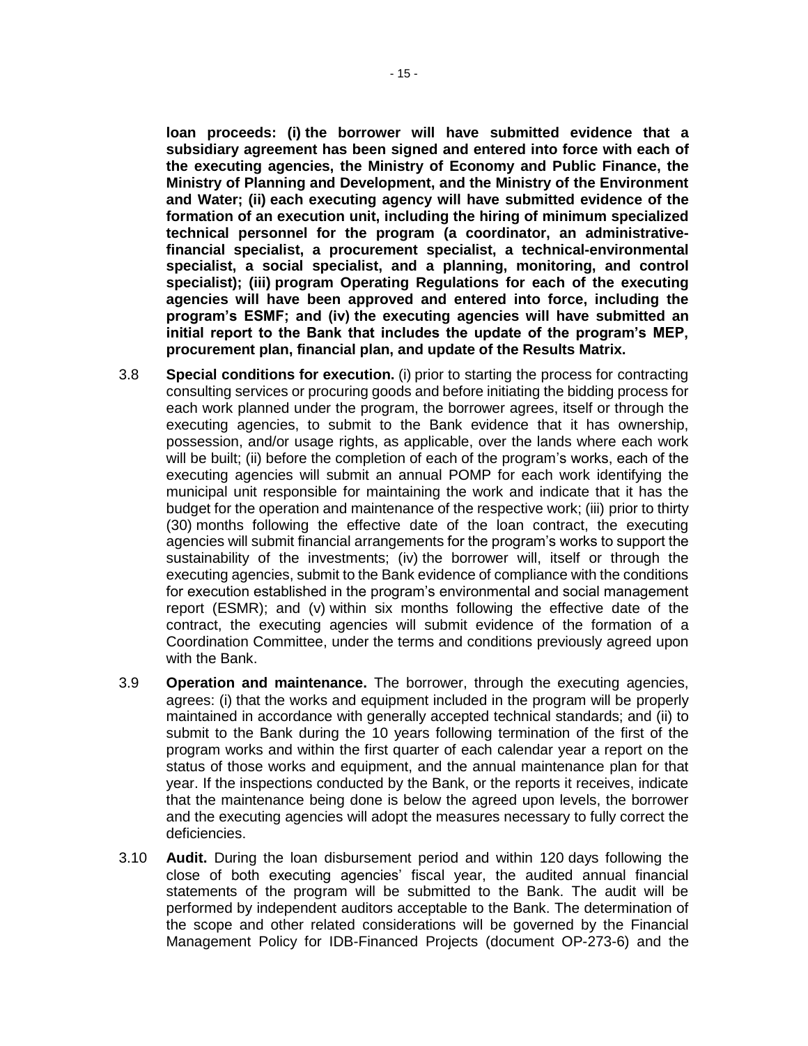**loan proceeds: (i) the borrower will have submitted evidence that a subsidiary agreement has been signed and entered into force with each of the executing agencies, the Ministry of Economy and Public Finance, the Ministry of Planning and Development, and the Ministry of the Environment and Water; (ii) each executing agency will have submitted evidence of the formation of an execution unit, including the hiring of minimum specialized technical personnel for the program (a coordinator, an administrative-financial specialist, a procurement specialist, a technical-environmental specialist, a social specialist, and a planning, monitoring, and control specialist); (iii) program Operating Regulations for each of the executing agencies will have been approved and entered into force, including the program's ESMF; and (iv) the executing agencies will have submitted an initial report to the Bank that includes the update of the program's MEP, procurement plan, financial plan, and update of the Results Matrix.**

3.8 **Special conditions for execution.** (i) prior to starting the process for contracting consulting services or procuring goods and before initiating the bidding process for each work planned under the program, the borrower agrees, itself or through the executing agencies, to submit to the Bank evidence that it has ownership, possession, and/or usage rights, as applicable, over the lands where each work will be built; (ii) before the completion of each of the program's works, each of the executing agencies will submit an annual POMP for each work identifying the municipal unit responsible for maintaining the work and indicate that it has the budget for the operation and maintenance of the respective work; (iii) prior to thirty (30) months following the effective date of the loan contract, the executing agencies will submit financial arrangements for the program's works to support the sustainability of the investments; (iv) the borrower will, itself or through the executing agencies, submit to the Bank evidence of compliance with the conditions for execution established in the program's environmental and social management report (ESMR); and (v) within six months following the effective date of the contract, the executing agencies will submit evidence of the formation of a Coordination Committee, under the terms and conditions previously agreed upon with the Bank.

3.9 **Operation and maintenance.** The borrower, through the executing agencies, agrees: (i) that the works and equipment included in the program will be properly maintained in accordance with generally accepted technical standards; and (ii) to submit to the Bank during the 10 years following termination of the first of the program works and within the first quarter of each calendar year a report on the status of those works and equipment, and the annual maintenance plan for that year. If the inspections conducted by the Bank, or the reports it receives, indicate that the maintenance being done is below the agreed upon levels, the borrower and the executing agencies will adopt the measures necessary to fully correct the deficiencies.

3.10 **Audit.** During the loan disbursement period and within 120 days following the close of both executing agencies' fiscal year, the audited annual financial statements of the program will be submitted to the Bank. The audit will be performed by independent auditors acceptable to the Bank. The determination of the scope and other related considerations will be governed by the Financial Management Policy for IDB-Financed Projects (document OP-273-6) and the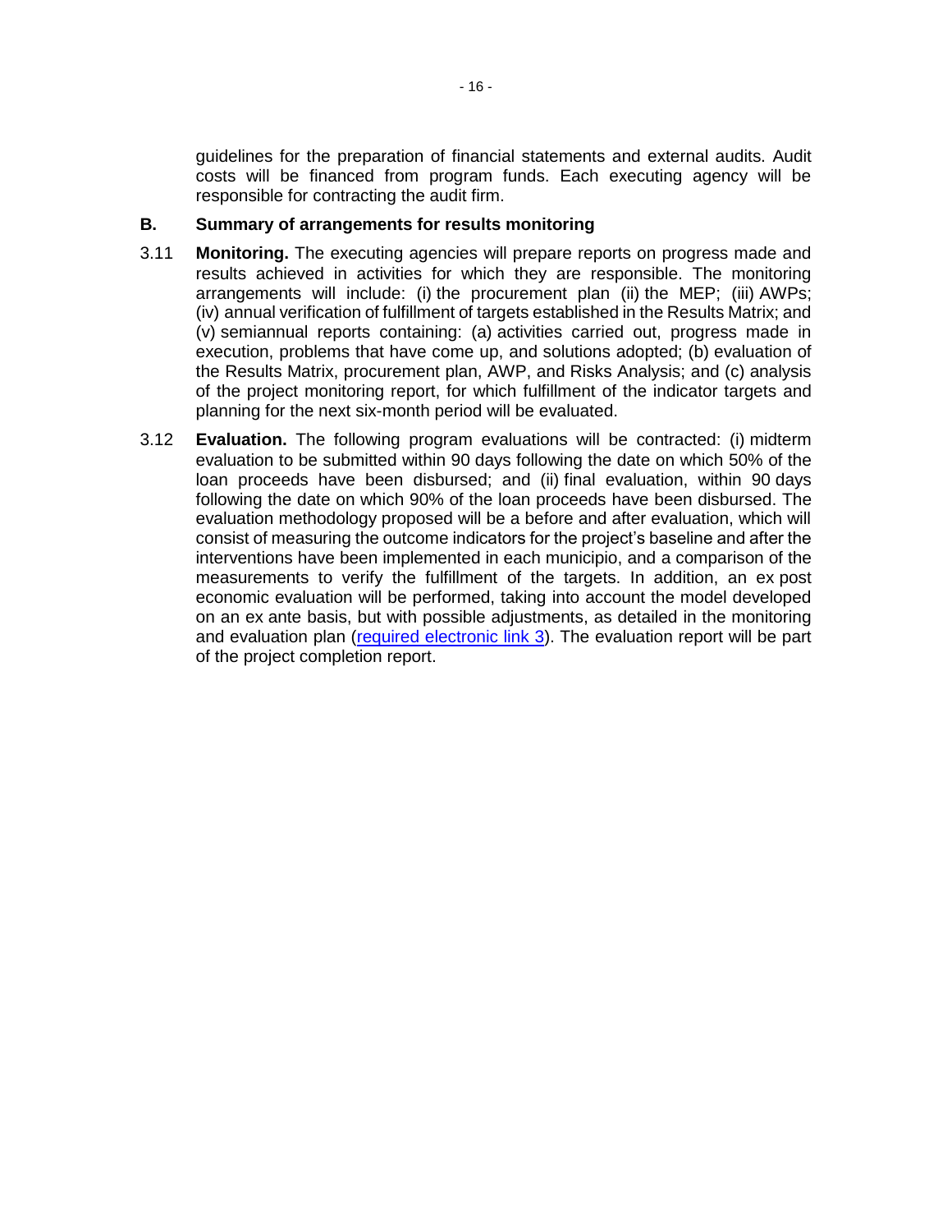guidelines for the preparation of financial statements and external audits. Audit costs will be financed from program funds. Each executing agency will be responsible for contracting the audit firm.

## B. Summary of arrangements for results monitoring

3.11 **Monitoring.** The executing agencies will prepare reports on progress made and results achieved in activities for which they are responsible. The monitoring arrangements will include: (i) the procurement plan (ii) the MEP; (iii) AWPs; (iv) annual verification of fulfillment of targets established in the Results Matrix; and (v) semiannual reports containing: (a) activities carried out, progress made in execution, problems that have come up, and solutions adopted; (b) evaluation of the Results Matrix, procurement plan, AWP, and Risks Analysis; and (c) analysis of the project monitoring report, for which fulfillment of the indicator targets and planning for the next six-month period will be evaluated.

3.12 **Evaluation.** The following program evaluations will be contracted: (i) midterm evaluation to be submitted within 90 days following the date on which 50% of the loan proceeds have been disbursed; and (ii) final evaluation, within 90 days following the date on which 90% of the loan proceeds have been disbursed. The evaluation methodology proposed will be a before and after evaluation, which will consist of measuring the outcome indicators for the project's baseline and after the interventions have been implemented in each municipio, and a comparison of the measurements to verify the fulfillment of the targets. In addition, an ex post economic evaluation will be performed, taking into account the model developed on an ex ante basis, but with possible adjustments, as detailed in the monitoring and evaluation plan (required electronic link 3). The evaluation report will be part of the project completion report.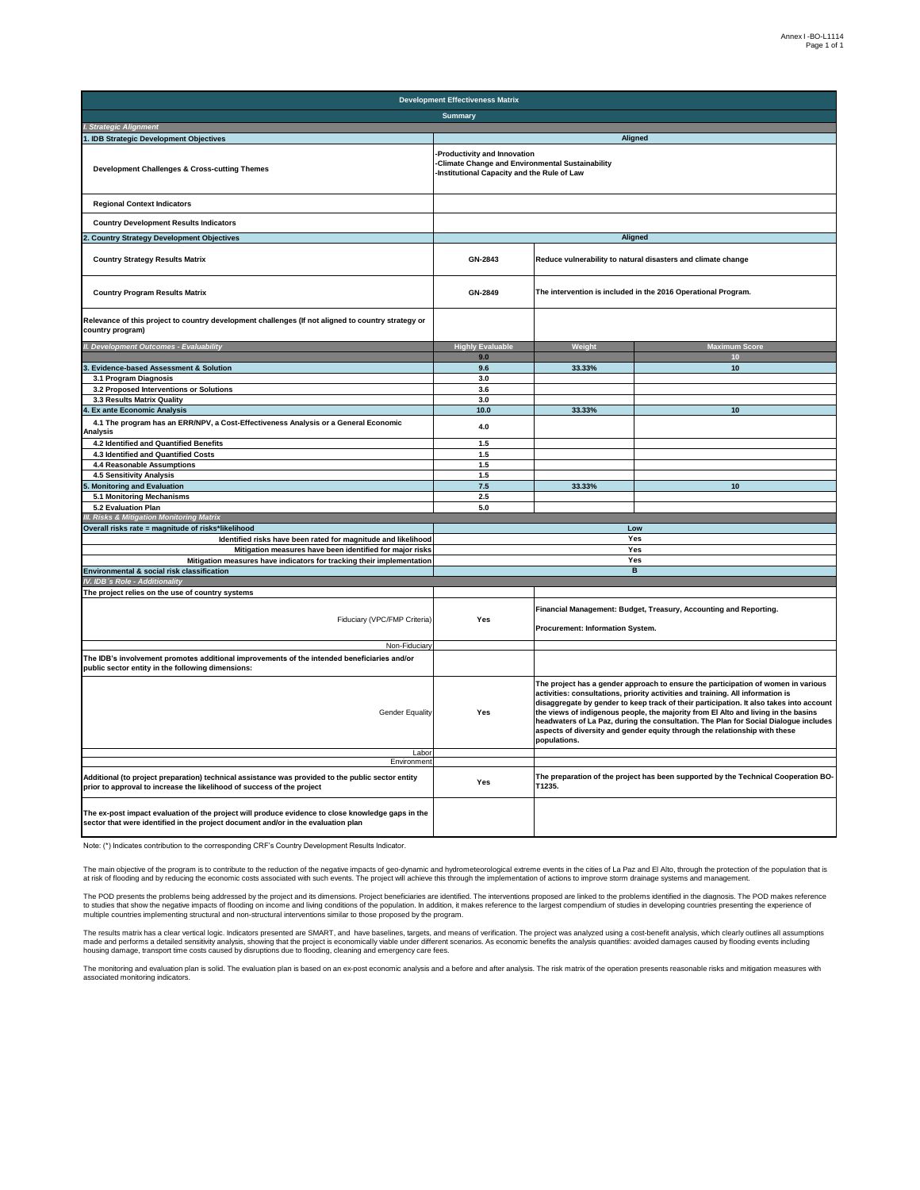| Development Effectiveness Matrix | | | |
|---|---|---|---|
| **Summary** | | | |
| *I. Strategic Alignment* | | | |
| **1. IDB Strategic Development Objectives** | **Aligned** | | |
| **Development Challenges & Cross-cutting Themes** | -Productivity and Innovation<br>-Climate Change and Environmental Sustainability<br>-Institutional Capacity and the Rule of Law | | |
| **Regional Context Indicators** | | | |
| **Country Development Results Indicators** | | | |
| **2. Country Strategy Development Objectives** | **Aligned** | | |
| **Country Strategy Results Matrix** | GN-2843 | Reduce vulnerability to natural disasters and climate change | |
| **Country Program Results Matrix** | GN-2849 | The intervention is included in the 2016 Operational Program. | |
| **Relevance of this project to country development challenges (If not aligned to country strategy or country program)** | | | |
| *II. Development Outcomes - Evaluability* | **Highly Evaluable** | **Weight** | **Maximum Score** |
| | 9.0 | | 10 |
| **3. Evidence-based Assessment & Solution** | 9.6 | 33.33% | 10 |
| 3.1 Program Diagnosis | 3.0 | | |
| 3.2 Proposed Interventions or Solutions | 3.6 | | |
| 3.3 Results Matrix Quality | 3.0 | | |
| **4. Ex ante Economic Analysis** | 10.0 | 33.33% | 10 |
| 4.1 The program has an ERR/NPV, a Cost-Effectiveness Analysis or a General Economic Analysis | 4.0 | | |
| 4.2 Identified and Quantified Benefits | 1.5 | | |
| 4.3 Identified and Quantified Costs | 1.5 | | |
| 4.4 Reasonable Assumptions | 1.5 | | |
| 4.5 Sensitivity Analysis | 1.5 | | |
| **5. Monitoring and Evaluation** | 7.5 | 33.33% | 10 |
| 5.1 Monitoring Mechanisms | 2.5 | | |
| 5.2 Evaluation Plan | 5.0 | | |
| *III. Risks & Mitigation Monitoring Matrix* | | | |
| **Overall risks rate = magnitude of risks*likelihood** | Low | | |
| Identified risks have been rated for magnitude and likelihood | Yes | | |
| Mitigation measures have been identified for major risks | Yes | | |
| Mitigation measures have indicators for tracking their implementation | Yes | | |
| **Environmental & social risk classification** | B | | |
| *IV. IDB´s Role - Additionality* | | | |
| **The project relies on the use of country systems** | | | |
| Fiduciary (VPC/FMP Criteria) | Yes | Financial Management: Budget, Treasury, Accounting and Reporting.<br><br>Procurement: Information System. | |
| Non-Fiduciary | | | |
| **The IDB's involvement promotes additional improvements of the intended beneficiaries and/or public sector entity in the following dimensions:** | | | |
| Gender Equality | Yes | The project has a gender approach to ensure the participation of women in various activities: consultations, priority activities and training. All information is disaggregate by gender to keep track of their participation. It also takes into account the views of indigenous people, the majority from El Alto and living in the basins headwaters of La Paz, during the consultation. The Plan for Social Dialogue includes aspects of diversity and gender equity through the relationship with these populations. | |
| Labor | | | |
| Environment | | | |
| **Additional (to project preparation) technical assistance was provided to the public sector entity prior to approval to increase the likelihood of success of the project** | Yes | The preparation of the project has been supported by the Technical Cooperation BO-T1235. | |
| **The ex-post impact evaluation of the project will produce evidence to close knowledge gaps in the sector that were identified in the project document and/or in the evaluation plan** | | | |

Note: (*) Indicates contribution to the corresponding CRF's Country Development Results Indicator.

The main objective of the program is to contribute to the reduction of the negative impacts of geo-dynamic and hydrometeorological extreme events in the cities of La Paz and El Alto, through the protection of the population that is at risk of flooding and by reducing the economic costs associated with such events. The project will achieve this through the implementation of actions to improve storm drainage systems and management.

The POD presents the problems being addressed by the project and its dimensions. Project beneficiaries are identified. The interventions proposed are linked to the problems identified in the diagnosis. The POD makes reference to studies that show the negative impacts of flooding on income and living conditions of the population. In addition, it makes reference to the largest compendium of studies in developing countries presenting the experience of multiple countries implementing structural and non-structural interventions similar to those proposed by the program.

The results matrix has a clear vertical logic. Indicators presented are SMART, and have baselines, targets, and means of verification. The project was analyzed using a cost-benefit analysis, which clearly outlines all assumptions made and performs a detailed sensitivity analysis, showing that the project is economically viable under different scenarios. As economic benefits the analysis quantifies: avoided damages caused by flooding events including housing damage, transport time costs caused by disruptions due to flooding, cleaning and emergency care fees.

The monitoring and evaluation plan is solid. The evaluation plan is based on an ex-post economic analysis and a before and after analysis. The risk matrix of the operation presents reasonable risks and mitigation measures with associated monitoring indicators.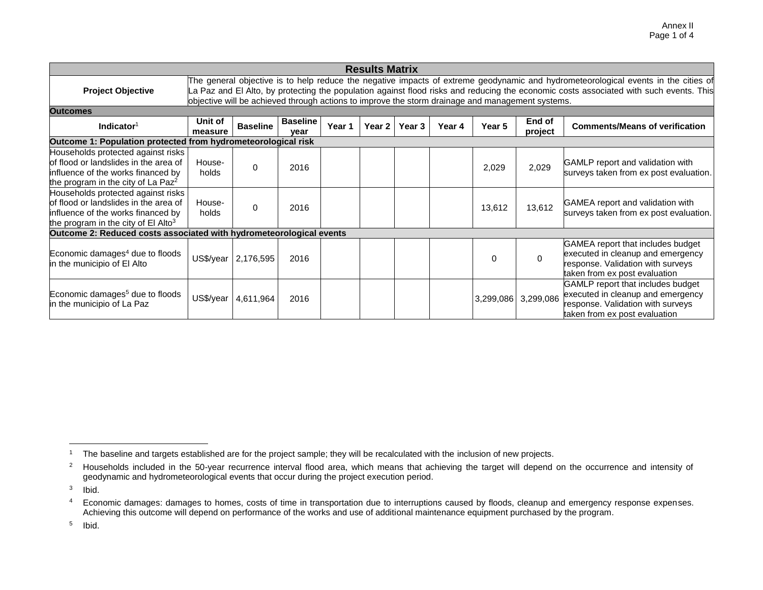| Results Matrix | | | | | | | | | | |
|---|---|---|---|---|---|---|---|---|---|---|
| **Project Objective** | The general objective is to help reduce the negative impacts of extreme geodynamic and hydrometeorological events in the cities of La Paz and El Alto, by protecting the population against flood risks and reducing the economic costs associated with such events. This objective will be achieved through actions to improve the storm drainage and management systems. | | | | | | | | | |
| **Outcomes** | | | | | | | | | | |
| **Indicator**[1] | **Unit of measure** | **Baseline** | **Baseline year** | **Year 1** | **Year 2** | **Year 3** | **Year 4** | **Year 5** | **End of project** | **Comments/Means of verification** |
| **Outcome 1: Population protected from hydrometeorological risk** | | | | | | | | | | |
| Households protected against risks of flood or landslides in the area of influence of the works financed by the program in the city of La Paz[2] | House-holds | 0 | 2016 | | | | | 2,029 | 2,029 | GAMLP report and validation with surveys taken from ex post evaluation. |
| Households protected against risks of flood or landslides in the area of influence of the works financed by the program in the city of El Alto[3] | House-holds | 0 | 2016 | | | | | 13,612 | 13,612 | GAMEA report and validation with surveys taken from ex post evaluation. |
| **Outcome 2: Reduced costs associated with hydrometeorological events** | | | | | | | | | | |
| Economic damages[4] due to floods in the municipio of El Alto | US$/year | 2,176,595 | 2016 | | | | | 0 | 0 | GAMEA report that includes budget executed in cleanup and emergency response. Validation with surveys taken from ex post evaluation |
| Economic damages[5] due to floods in the municipio of La Paz | US$/year | 4,611,964 | 2016 | | | | | 3,299,086 | 3,299,086 | GAMLP report that includes budget executed in cleanup and emergency response. Validation with surveys taken from ex post evaluation |

[1] The baseline and targets established are for the project sample; they will be recalculated with the inclusion of new projects.

[2] Households included in the 50-year recurrence interval flood area, which means that achieving the target will depend on the occurrence and intensity of geodynamic and hydrometeorological events that occur during the project execution period.

[3] Ibid.

[4] Economic damages: damages to homes, costs of time in transportation due to interruptions caused by floods, cleanup and emergency response expenses. Achieving this outcome will depend on performance of the works and use of additional maintenance equipment purchased by the program.

[5] Ibid.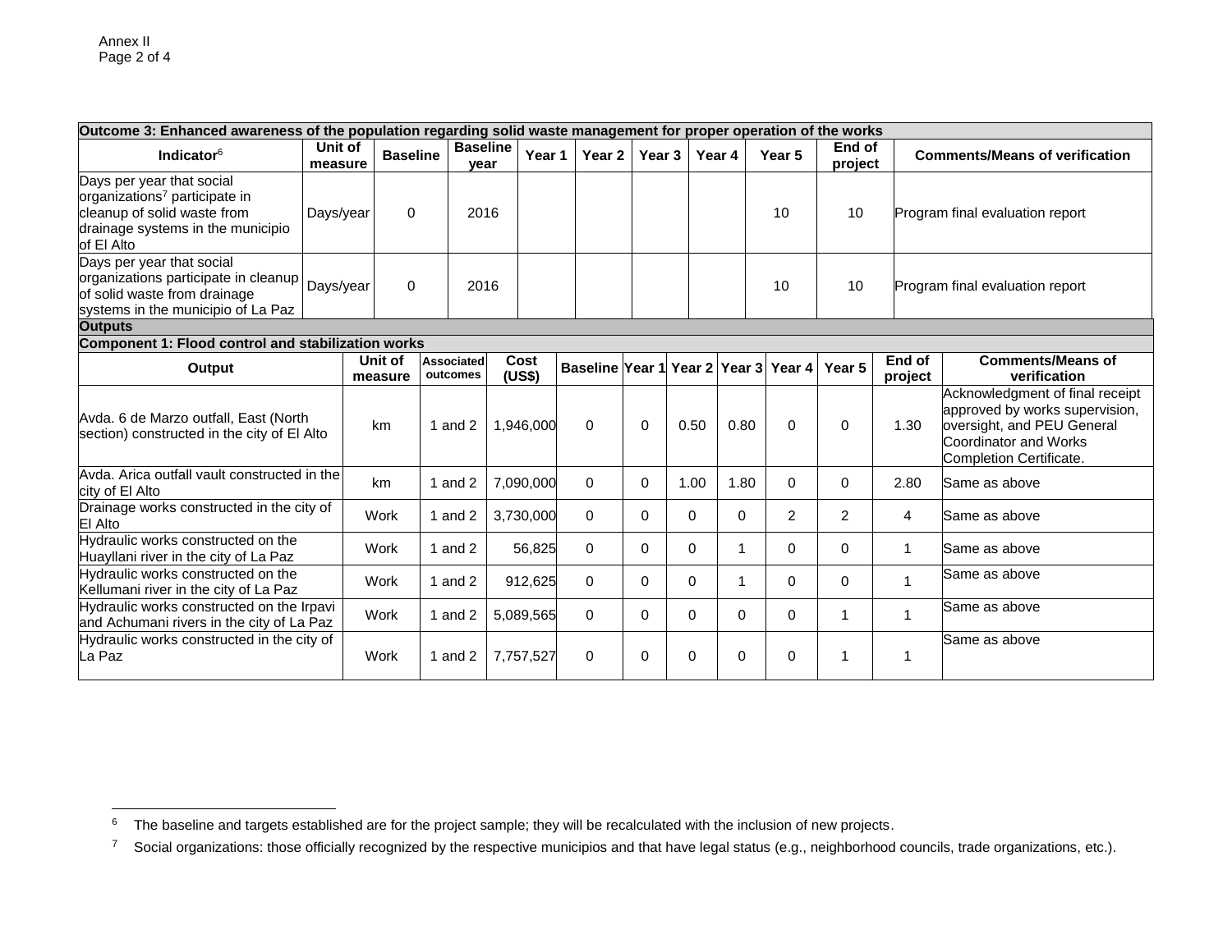| Outcome 3: Enhanced awareness of the population regarding solid waste management for proper operation of the works | | | | | | | | | | |
|---|---|---|---|---|---|---|---|---|---|---|
| Indicator[6] | Unit of measure | Baseline | Baseline year | Year 1 | Year 2 | Year 3 | Year 4 | Year 5 | End of project | Comments/Means of verification |
| Days per year that social organizations[7] participate in cleanup of solid waste from drainage systems in the municipio of El Alto | Days/year | 0 | 2016 | | | | | 10 | 10 | Program final evaluation report |
| Days per year that social organizations participate in cleanup of solid waste from drainage systems in the municipio of La Paz | Days/year | 0 | 2016 | | | | | 10 | 10 | Program final evaluation report |

**Outputs**

| Component 1: Flood control and stabilization works | | | | | | | | | | | | |
|---|---|---|---|---|---|---|---|---|---|---|---|---|
| Output | Unit of measure | Associated outcomes | Cost (US$) | Baseline | Year 1 | Year 2 | Year 3 | Year 4 | Year 5 | End of project | Comments/Means of verification |
| Avda. 6 de Marzo outfall, East (North section) constructed in the city of El Alto | km | 1 and 2 | 1,946,000 | 0 | 0 | 0.50 | 0.80 | 0 | 0 | 1.30 | Acknowledgment of final receipt approved by works supervision, oversight, and PEU General Coordinator and Works Completion Certificate. |
| Avda. Arica outfall vault constructed in the city of El Alto | km | 1 and 2 | 7,090,000 | 0 | 0 | 1.00 | 1.80 | 0 | 0 | 2.80 | Same as above |
| Drainage works constructed in the city of El Alto | Work | 1 and 2 | 3,730,000 | 0 | 0 | 0 | 0 | 2 | 2 | 4 | Same as above |
| Hydraulic works constructed on the Huayllani river in the city of La Paz | Work | 1 and 2 | 56,825 | 0 | 0 | 0 | 1 | 0 | 0 | 1 | Same as above |
| Hydraulic works constructed on the Kellumani river in the city of La Paz | Work | 1 and 2 | 912,625 | 0 | 0 | 0 | 1 | 0 | 0 | 1 | Same as above |
| Hydraulic works constructed on the Irpavi and Achumani rivers in the city of La Paz | Work | 1 and 2 | 5,089,565 | 0 | 0 | 0 | 0 | 0 | 1 | 1 | Same as above |
| Hydraulic works constructed in the city of La Paz | Work | 1 and 2 | 7,757,527 | 0 | 0 | 0 | 0 | 0 | 1 | 1 | Same as above |

[6] The baseline and targets established are for the project sample; they will be recalculated with the inclusion of new projects.

[7] Social organizations: those officially recognized by the respective municipios and that have legal status (e.g., neighborhood councils, trade organizations, etc.).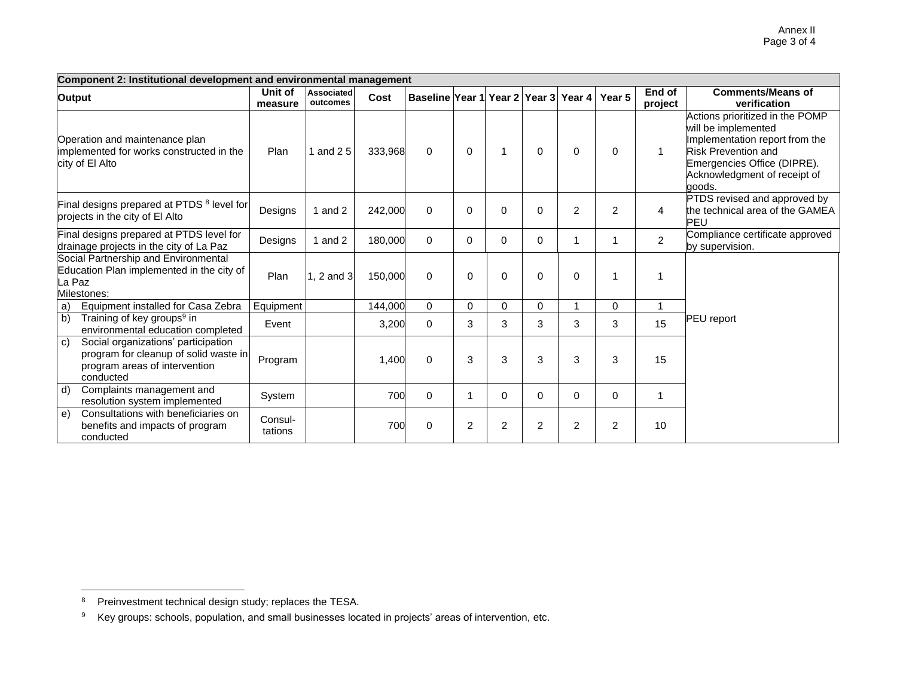| Component 2: Institutional development and environmental management | | | | | | | | | | | |
|---|---|---|---|---|---|---|---|---|---|---|---|
| Output | Unit of measure | Associated outcomes | Cost | Baseline | Year 1 | Year 2 | Year 3 | Year 4 | Year 5 | End of project | Comments/Means of verification |
| Operation and maintenance plan implemented for works constructed in the city of El Alto | Plan | 1 and 2 5 | 333,968 | 0 | 0 | 1 | 0 | 0 | 0 | 1 | Actions prioritized in the POMP will be implemented Implementation report from the Risk Prevention and Emergencies Office (DIPRE). Acknowledgment of receipt of goods. |
| Final designs prepared at PTDS [8] level for projects in the city of El Alto | Designs | 1 and 2 | 242,000 | 0 | 0 | 0 | 0 | 2 | 2 | 4 | PTDS revised and approved by the technical area of the GAMEA PEU |
| Final designs prepared at PTDS level for drainage projects in the city of La Paz | Designs | 1 and 2 | 180,000 | 0 | 0 | 0 | 0 | 1 | 1 | 2 | Compliance certificate approved by supervision. |
| Social Partnership and Environmental Education Plan implemented in the city of La Paz Milestones: | Plan | 1, 2 and 3 | 150,000 | 0 | 0 | 0 | 0 | 0 | 1 | 1 | PEU report |
| a) Equipment installed for Casa Zebra | Equipment | | 144,000 | 0 | 0 | 0 | 0 | 1 | 0 | 1 | |
| b) Training of key groups[9] in environmental education completed | Event | | 3,200 | 0 | 3 | 3 | 3 | 3 | 3 | 15 | |
| c) Social organizations' participation program for cleanup of solid waste in program areas of intervention conducted | Program | | 1,400 | 0 | 3 | 3 | 3 | 3 | 3 | 15 | |
| d) Complaints management and resolution system implemented | System | | 700 | 0 | 1 | 0 | 0 | 0 | 0 | 1 | |
| e) Consultations with beneficiaries on benefits and impacts of program conducted | Consul-tations | | 700 | 0 | 2 | 2 | 2 | 2 | 2 | 10 | |

[8] Preinvestment technical design study; replaces the TESA.

[9] Key groups: schools, population, and small businesses located in projects' areas of intervention, etc.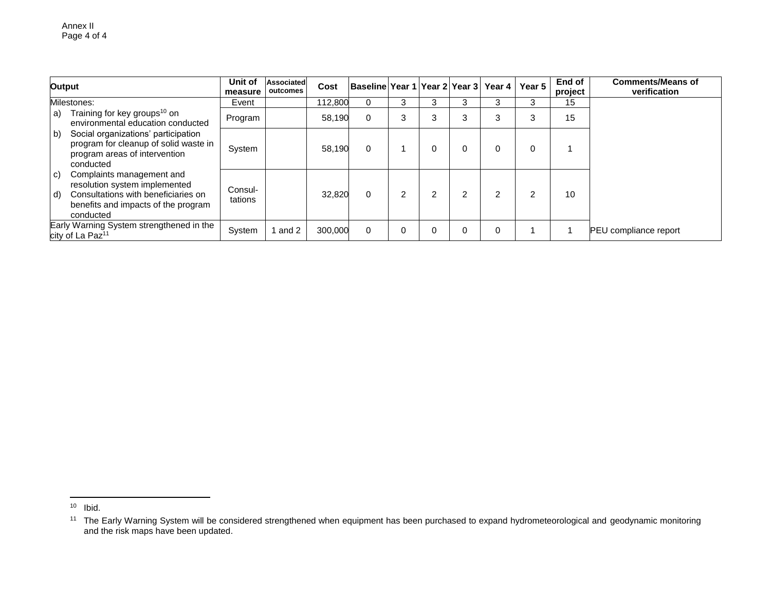| Output | Unit of measure | Associated outcomes | Cost | Baseline | Year 1 | Year 2 | Year 3 | Year 4 | Year 5 | End of project | Comments/Means of verification |
|---|---|---|---|---|---|---|---|---|---|---|---|
| Milestones: | Event | | 112,800 | 0 | 3 | 3 | 3 | 3 | 3 | 15 | |
| a) Training for key groups[10] on environmental education conducted | Program | | 58,190 | 0 | 3 | 3 | 3 | 3 | 3 | 15 | |
| b) Social organizations' participation program for cleanup of solid waste in program areas of intervention conducted | System | | 58,190 | 0 | 1 | 0 | 0 | 0 | 0 | 1 | |
| c) Complaints management and resolution system implemented<br>d) Consultations with beneficiaries on benefits and impacts of the program conducted | Consul-tations | | 32,820 | 0 | 2 | 2 | 2 | 2 | 2 | 10 | |
| Early Warning System strengthened in the city of La Paz[11] | System | 1 and 2 | 300,000 | 0 | 0 | 0 | 0 | 0 | 1 | 1 | PEU compliance report |

---

[10] Ibid.

[11] The Early Warning System will be considered strengthened when equipment has been purchased to expand hydrometeorological and geodynamic monitoring and the risk maps have been updated.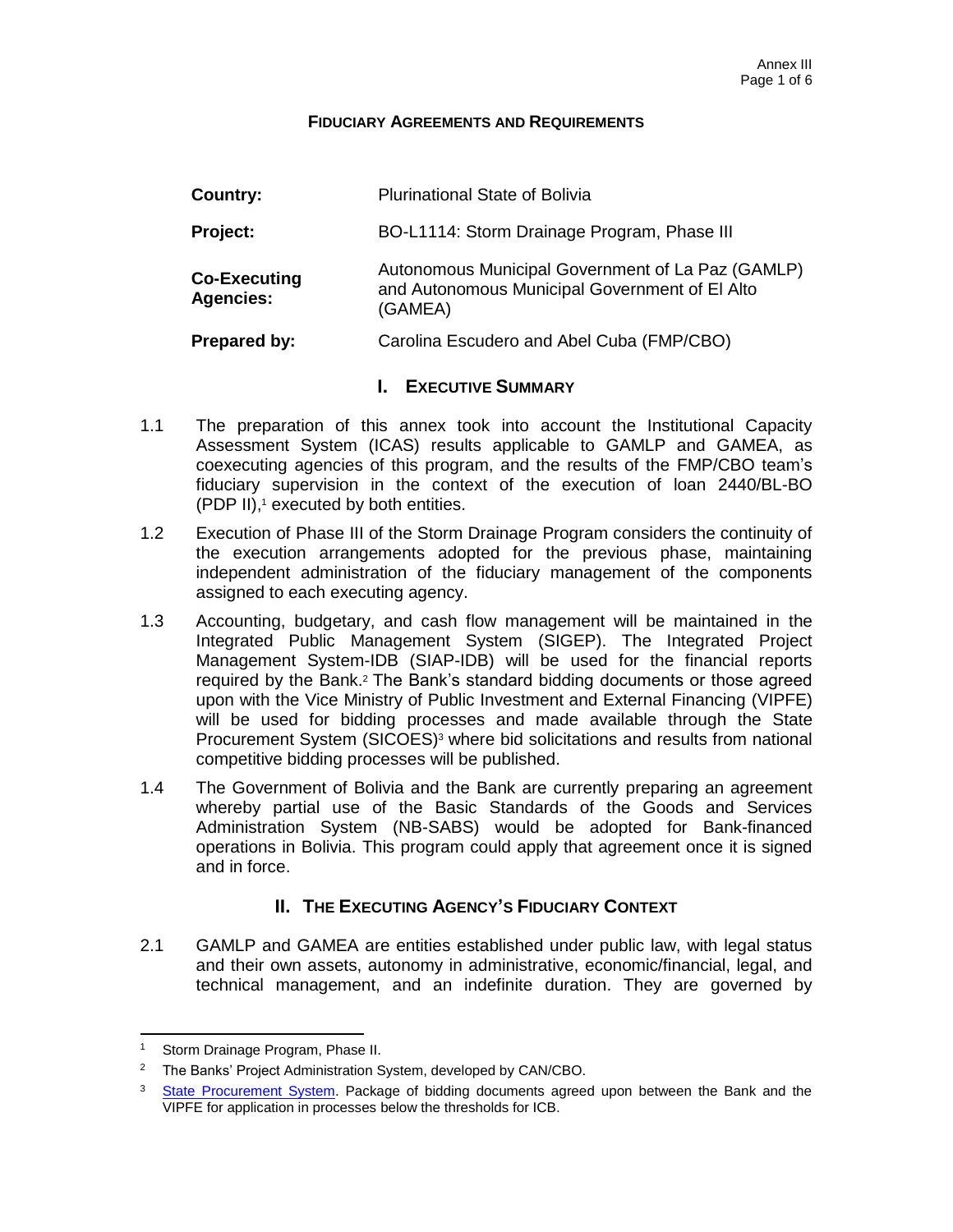**FIDUCIARY AGREEMENTS AND REQUIREMENTS**

| | |
|---|---|
| **Country:** | Plurinational State of Bolivia |
| **Project:** | BO-L1114: Storm Drainage Program, Phase III |
| **Co-Executing Agencies:** | Autonomous Municipal Government of La Paz (GAMLP) and Autonomous Municipal Government of El Alto (GAMEA) |
| **Prepared by:** | Carolina Escudero and Abel Cuba (FMP/CBO) |

## I. Executive Summary

1.1 The preparation of this annex took into account the Institutional Capacity Assessment System (ICAS) results applicable to GAMLP and GAMEA, as coexecuting agencies of this program, and the results of the FMP/CBO team's fiduciary supervision in the context of the execution of loan 2440/BL-BO (PDP II),[1] executed by both entities.

1.2 Execution of Phase III of the Storm Drainage Program considers the continuity of the execution arrangements adopted for the previous phase, maintaining independent administration of the fiduciary management of the components assigned to each executing agency.

1.3 Accounting, budgetary, and cash flow management will be maintained in the Integrated Public Management System (SIGEP). The Integrated Project Management System-IDB (SIAP-IDB) will be used for the financial reports required by the Bank.[2] The Bank's standard bidding documents or those agreed upon with the Vice Ministry of Public Investment and External Financing (VIPFE) will be used for bidding processes and made available through the State Procurement System (SICOES)[3] where bid solicitations and results from national competitive bidding processes will be published.

1.4 The Government of Bolivia and the Bank are currently preparing an agreement whereby partial use of the Basic Standards of the Goods and Services Administration System (NB-SABS) would be adopted for Bank-financed operations in Bolivia. This program could apply that agreement once it is signed and in force.

## II. The Executing Agency's Fiduciary Context

2.1 GAMLP and GAMEA are entities established under public law, with legal status and their own assets, autonomy in administrative, economic/financial, legal, and technical management, and an indefinite duration. They are governed by

---

[1] Storm Drainage Program, Phase II.

[2] The Banks' Project Administration System, developed by CAN/CBO.

[3] State Procurement System. Package of bidding documents agreed upon between the Bank and the VIPFE for application in processes below the thresholds for ICB.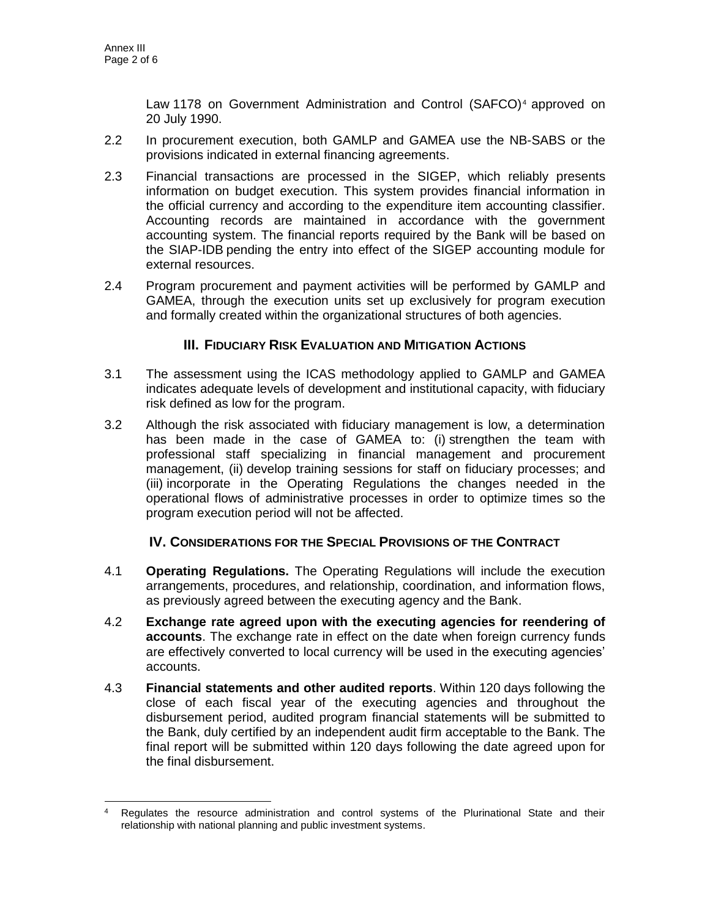Law 1178 on Government Administration and Control (SAFCO)[4] approved on 20 July 1990.

2.2 In procurement execution, both GAMLP and GAMEA use the NB-SABS or the provisions indicated in external financing agreements.

2.3 Financial transactions are processed in the SIGEP, which reliably presents information on budget execution. This system provides financial information in the official currency and according to the expenditure item accounting classifier. Accounting records are maintained in accordance with the government accounting system. The financial reports required by the Bank will be based on the SIAP-IDB pending the entry into effect of the SIGEP accounting module for external resources.

2.4 Program procurement and payment activities will be performed by GAMLP and GAMEA, through the execution units set up exclusively for program execution and formally created within the organizational structures of both agencies.

## III. Fiduciary Risk Evaluation and Mitigation Actions

3.1 The assessment using the ICAS methodology applied to GAMLP and GAMEA indicates adequate levels of development and institutional capacity, with fiduciary risk defined as low for the program.

3.2 Although the risk associated with fiduciary management is low, a determination has been made in the case of GAMEA to: (i) strengthen the team with professional staff specializing in financial management and procurement management, (ii) develop training sessions for staff on fiduciary processes; and (iii) incorporate in the Operating Regulations the changes needed in the operational flows of administrative processes in order to optimize times so the program execution period will not be affected.

## IV. Considerations for the Special Provisions of the Contract

4.1 **Operating Regulations.** The Operating Regulations will include the execution arrangements, procedures, and relationship, coordination, and information flows, as previously agreed between the executing agency and the Bank.

4.2 **Exchange rate agreed upon with the executing agencies for reendering of accounts**. The exchange rate in effect on the date when foreign currency funds are effectively converted to local currency will be used in the executing agencies' accounts.

4.3 **Financial statements and other audited reports**. Within 120 days following the close of each fiscal year of the executing agencies and throughout the disbursement period, audited program financial statements will be submitted to the Bank, duly certified by an independent audit firm acceptable to the Bank. The final report will be submitted within 120 days following the date agreed upon for the final disbursement.

---

[4] Regulates the resource administration and control systems of the Plurinational State and their relationship with national planning and public investment systems.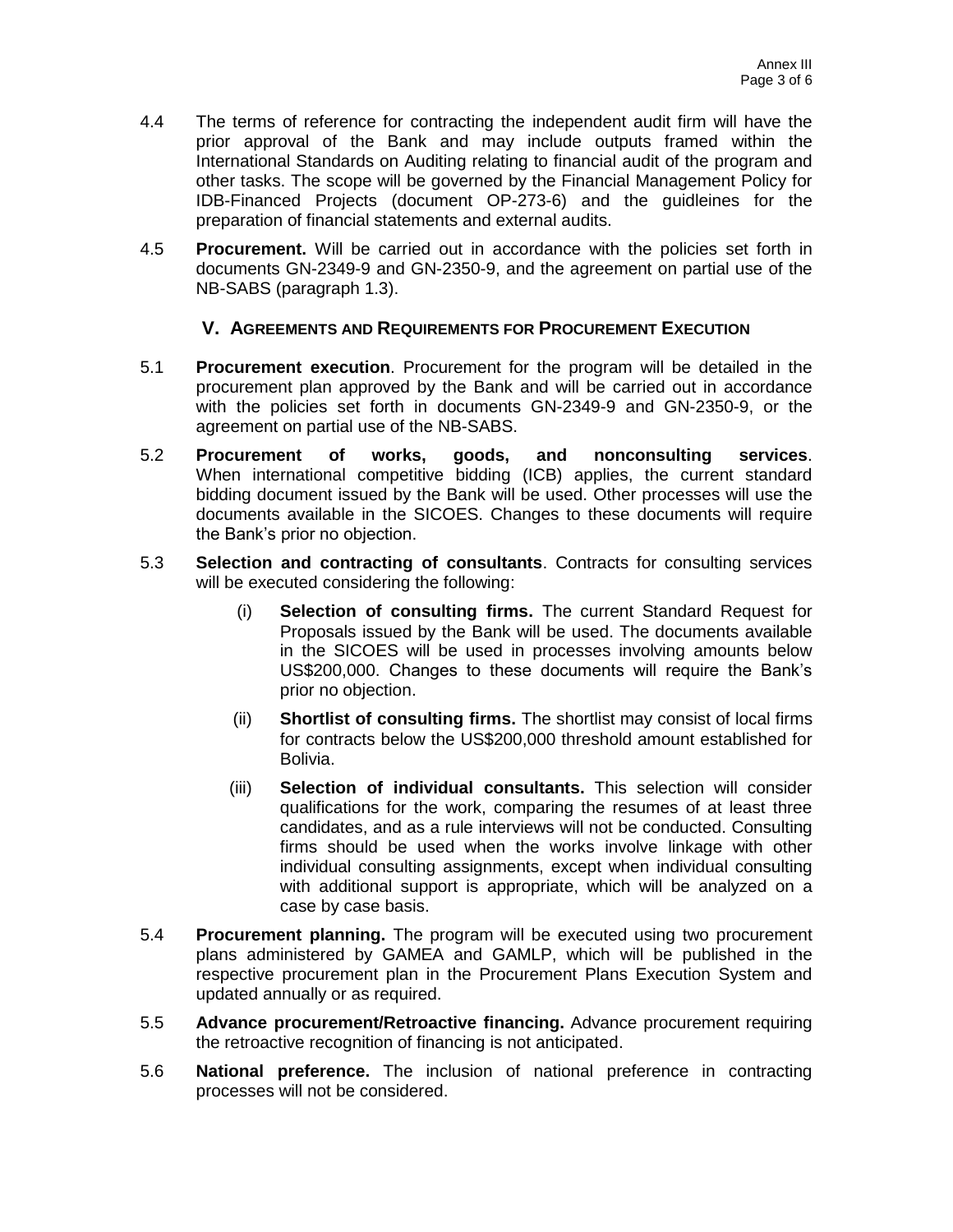4.4 The terms of reference for contracting the independent audit firm will have the prior approval of the Bank and may include outputs framed within the International Standards on Auditing relating to financial audit of the program and other tasks. The scope will be governed by the Financial Management Policy for IDB-Financed Projects (document OP-273-6) and the guidleines for the preparation of financial statements and external audits.

4.5 **Procurement.** Will be carried out in accordance with the policies set forth in documents GN-2349-9 and GN-2350-9, and the agreement on partial use of the NB-SABS (paragraph 1.3).

## V. Agreements and Requirements for Procurement Execution

5.1 **Procurement execution**. Procurement for the program will be detailed in the procurement plan approved by the Bank and will be carried out in accordance with the policies set forth in documents GN-2349-9 and GN-2350-9, or the agreement on partial use of the NB-SABS.

5.2 **Procurement of works, goods, and nonconsulting services**. When international competitive bidding (ICB) applies, the current standard bidding document issued by the Bank will be used. Other processes will use the documents available in the SICOES. Changes to these documents will require the Bank's prior no objection.

5.3 **Selection and contracting of consultants**. Contracts for consulting services will be executed considering the following:

(i) **Selection of consulting firms.** The current Standard Request for Proposals issued by the Bank will be used. The documents available in the SICOES will be used in processes involving amounts below US$200,000. Changes to these documents will require the Bank's prior no objection.

(ii) **Shortlist of consulting firms.** The shortlist may consist of local firms for contracts below the US$200,000 threshold amount established for Bolivia.

(iii) **Selection of individual consultants.** This selection will consider qualifications for the work, comparing the resumes of at least three candidates, and as a rule interviews will not be conducted. Consulting firms should be used when the works involve linkage with other individual consulting assignments, except when individual consulting with additional support is appropriate, which will be analyzed on a case by case basis.

5.4 **Procurement planning.** The program will be executed using two procurement plans administered by GAMEA and GAMLP, which will be published in the respective procurement plan in the Procurement Plans Execution System and updated annually or as required.

5.5 **Advance procurement/Retroactive financing.** Advance procurement requiring the retroactive recognition of financing is not anticipated.

5.6 **National preference.** The inclusion of national preference in contracting processes will not be considered.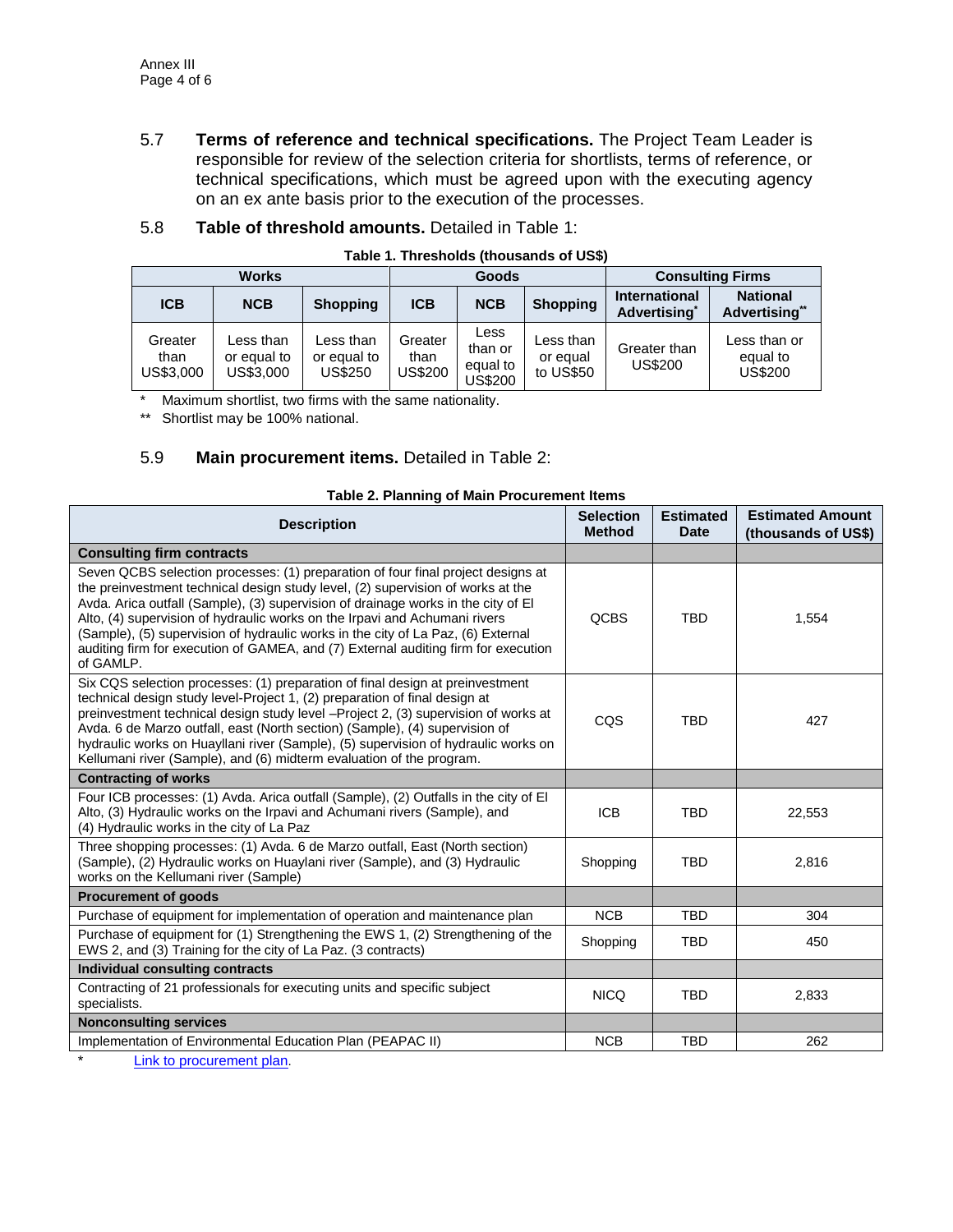5.7 **Terms of reference and technical specifications.** The Project Team Leader is responsible for review of the selection criteria for shortlists, terms of reference, or technical specifications, which must be agreed upon with the executing agency on an ex ante basis prior to the execution of the processes.

5.8 **Table of threshold amounts.** Detailed in Table 1:

**Table 1. Thresholds (thousands of US$)**

| Works | | | Goods | | | Consulting Firms | |
|---|---|---|---|---|---|---|---|
| ICB | NCB | Shopping | ICB | NCB | Shopping | International Advertising* | National Advertising** |
| Greater than US$3,000 | Less than or equal to US$3,000 | Less than or equal to US$250 | Greater than US$200 | Less than or equal to US$200 | Less than or equal to US$50 | Greater than US$200 | Less than or equal to US$200 |

\* Maximum shortlist, two firms with the same nationality.

** Shortlist may be 100% national.

5.9 **Main procurement items.** Detailed in Table 2:

**Table 2. Planning of Main Procurement Items**

| Description | Selection Method | Estimated Date | Estimated Amount (thousands of US$) |
|---|---|---|---|
| **Consulting firm contracts** | | | |
| Seven QCBS selection processes: (1) preparation of four final project designs at the preinvestment technical design study level, (2) supervision of works at the Avda. Arica outfall (Sample), (3) supervision of drainage works in the city of El Alto, (4) supervision of hydraulic works on the Irpavi and Achumani rivers (Sample), (5) supervision of hydraulic works in the city of La Paz, (6) External auditing firm for execution of GAMEA, and (7) External auditing firm for execution of GAMLP. | QCBS | TBD | 1,554 |
| Six CQS selection processes: (1) preparation of final design at preinvestment technical design study level-Project 1, (2) preparation of final design at preinvestment technical design study level –Project 2, (3) supervision of works at Avda. 6 de Marzo outfall, east (North section) (Sample), (4) supervision of hydraulic works on Huayllani river (Sample), (5) supervision of hydraulic works on Kellumani river (Sample), and (6) midterm evaluation of the program. | CQS | TBD | 427 |
| **Contracting of works** | | | |
| Four ICB processes: (1) Avda. Arica outfall (Sample), (2) Outfalls in the city of El Alto, (3) Hydraulic works on the Irpavi and Achumani rivers (Sample), and (4) Hydraulic works in the city of La Paz | ICB | TBD | 22,553 |
| Three shopping processes: (1) Avda. 6 de Marzo outfall, East (North section) (Sample), (2) Hydraulic works on Huaylani river (Sample), and (3) Hydraulic works on the Kellumani river (Sample) | Shopping | TBD | 2,816 |
| **Procurement of goods** | | | |
| Purchase of equipment for implementation of operation and maintenance plan | NCB | TBD | 304 |
| Purchase of equipment for (1) Strengthening the EWS 1, (2) Strengthening of the EWS 2, and (3) Training for the city of La Paz. (3 contracts) | Shopping | TBD | 450 |
| **Individual consulting contracts** | | | |
| Contracting of 21 professionals for executing units and specific subject specialists. | NICQ | TBD | 2,833 |
| **Nonconsulting services** | | | |
| Implementation of Environmental Education Plan (PEAPAC II) | NCB | TBD | 262 |

\* Link to procurement plan.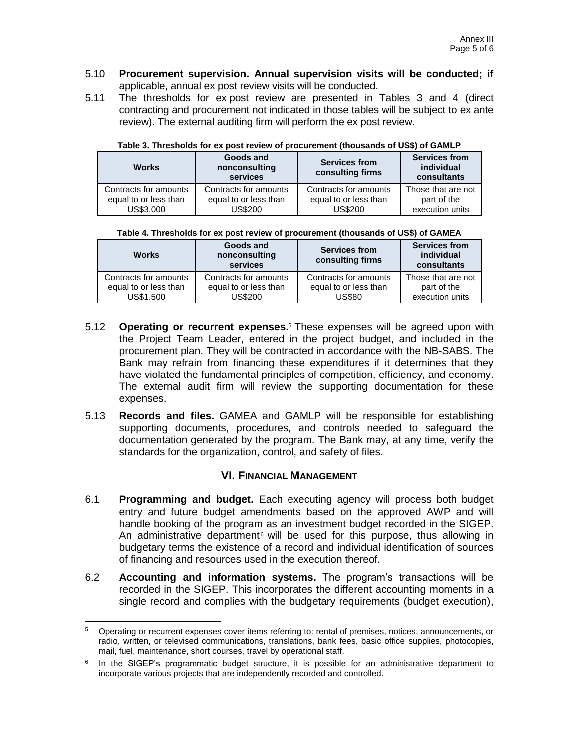5.10 **Procurement supervision. Annual supervision visits will be conducted; if** applicable, annual ex post review visits will be conducted.

5.11 The thresholds for ex post review are presented in Tables 3 and 4 (direct contracting and procurement not indicated in those tables will be subject to ex ante review). The external auditing firm will perform the ex post review.

**Table 3. Thresholds for ex post review of procurement (thousands of US$) of GAMLP**

| Works | Goods and nonconsulting services | Services from consulting firms | Services from individual consultants |
|---|---|---|---|
| Contracts for amounts equal to or less than US$3,000 | Contracts for amounts equal to or less than US$200 | Contracts for amounts equal to or less than US$200 | Those that are not part of the execution units |

**Table 4. Thresholds for ex post review of procurement (thousands of US$) of GAMEA**

| Works | Goods and nonconsulting services | Services from consulting firms | Services from individual consultants |
|---|---|---|---|
| Contracts for amounts equal to or less than US$1.500 | Contracts for amounts equal to or less than US$200 | Contracts for amounts equal to or less than US$80 | Those that are not part of the execution units |

5.12 **Operating or recurrent expenses.**[5] These expenses will be agreed upon with the Project Team Leader, entered in the project budget, and included in the procurement plan. They will be contracted in accordance with the NB-SABS. The Bank may refrain from financing these expenditures if it determines that they have violated the fundamental principles of competition, efficiency, and economy. The external audit firm will review the supporting documentation for these expenses.

5.13 **Records and files.** GAMEA and GAMLP will be responsible for establishing supporting documents, procedures, and controls needed to safeguard the documentation generated by the program. The Bank may, at any time, verify the standards for the organization, control, and safety of files.

## VI. Financial Management

6.1 **Programming and budget.** Each executing agency will process both budget entry and future budget amendments based on the approved AWP and will handle booking of the program as an investment budget recorded in the SIGEP. An administrative department[6] will be used for this purpose, thus allowing in budgetary terms the existence of a record and individual identification of sources of financing and resources used in the execution thereof.

6.2 **Accounting and information systems.** The program's transactions will be recorded in the SIGEP. This incorporates the different accounting moments in a single record and complies with the budgetary requirements (budget execution),

---

[5] Operating or recurrent expenses cover items referring to: rental of premises, notices, announcements, or radio, written, or televised communications, translations, bank fees, basic office supplies, photocopies, mail, fuel, maintenance, short courses, travel by operational staff.

[6] In the SIGEP's programmatic budget structure, it is possible for an administrative department to incorporate various projects that are independently recorded and controlled.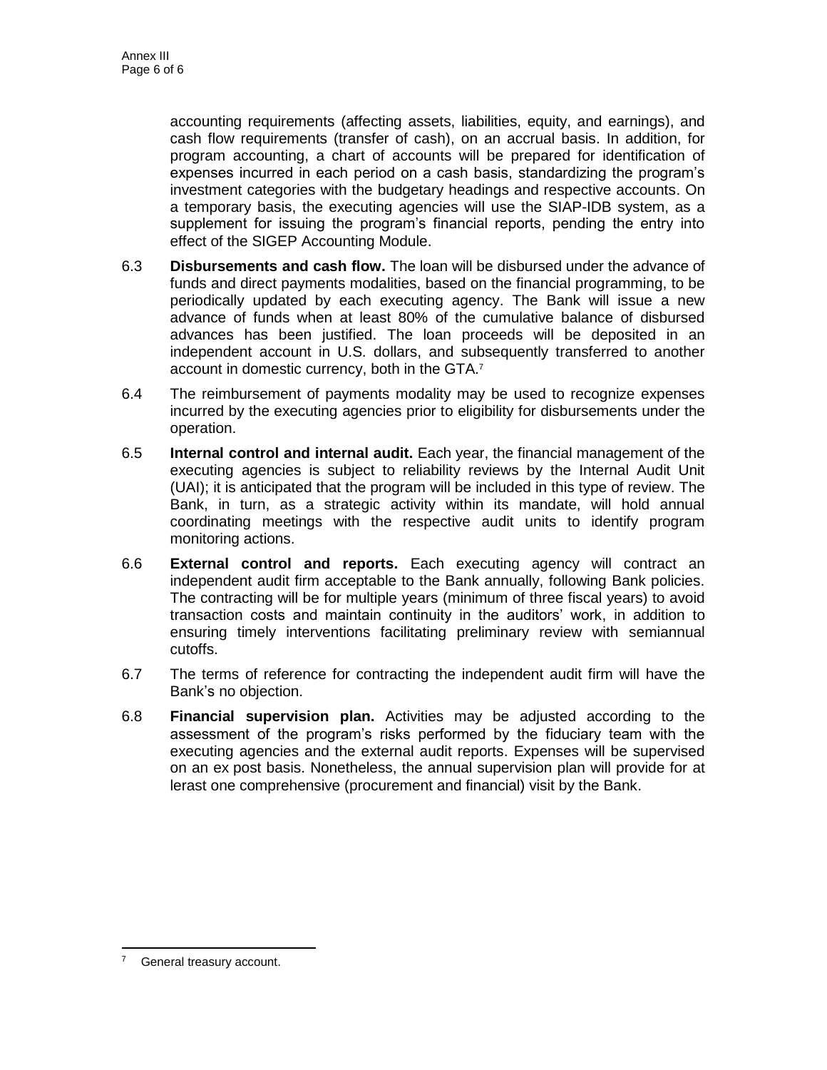accounting requirements (affecting assets, liabilities, equity, and earnings), and cash flow requirements (transfer of cash), on an accrual basis. In addition, for program accounting, a chart of accounts will be prepared for identification of expenses incurred in each period on a cash basis, standardizing the program's investment categories with the budgetary headings and respective accounts. On a temporary basis, the executing agencies will use the SIAP-IDB system, as a supplement for issuing the program's financial reports, pending the entry into effect of the SIGEP Accounting Module.

6.3 **Disbursements and cash flow.** The loan will be disbursed under the advance of funds and direct payments modalities, based on the financial programming, to be periodically updated by each executing agency. The Bank will issue a new advance of funds when at least 80% of the cumulative balance of disbursed advances has been justified. The loan proceeds will be deposited in an independent account in U.S. dollars, and subsequently transferred to another account in domestic currency, both in the GTA.[7]

6.4 The reimbursement of payments modality may be used to recognize expenses incurred by the executing agencies prior to eligibility for disbursements under the operation.

6.5 **Internal control and internal audit.** Each year, the financial management of the executing agencies is subject to reliability reviews by the Internal Audit Unit (UAI); it is anticipated that the program will be included in this type of review. The Bank, in turn, as a strategic activity within its mandate, will hold annual coordinating meetings with the respective audit units to identify program monitoring actions.

6.6 **External control and reports.** Each executing agency will contract an independent audit firm acceptable to the Bank annually, following Bank policies. The contracting will be for multiple years (minimum of three fiscal years) to avoid transaction costs and maintain continuity in the auditors' work, in addition to ensuring timely interventions facilitating preliminary review with semiannual cutoffs.

6.7 The terms of reference for contracting the independent audit firm will have the Bank's no objection.

6.8 **Financial supervision plan.** Activities may be adjusted according to the assessment of the program's risks performed by the fiduciary team with the executing agencies and the external audit reports. Expenses will be supervised on an ex post basis. Nonetheless, the annual supervision plan will provide for at lerast one comprehensive (procurement and financial) visit by the Bank.

---

[7] General treasury account.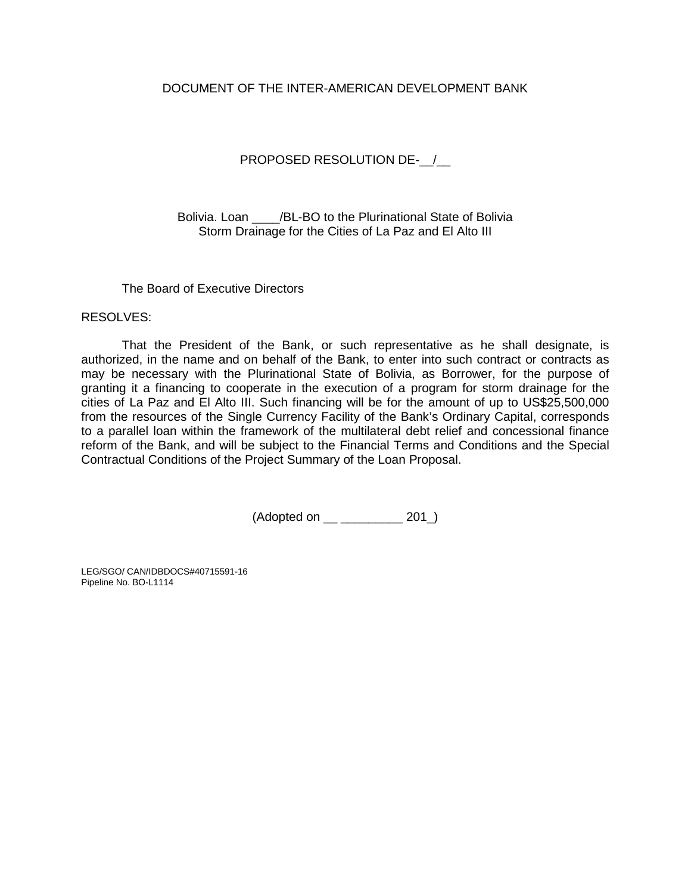DOCUMENT OF THE INTER-AMERICAN DEVELOPMENT BANK

PROPOSED RESOLUTION DE-__/__

Bolivia. Loan ____/BL-BO to the Plurinational State of Bolivia
Storm Drainage for the Cities of La Paz and El Alto III

The Board of Executive Directors

RESOLVES:

That the President of the Bank, or such representative as he shall designate, is authorized, in the name and on behalf of the Bank, to enter into such contract or contracts as may be necessary with the Plurinational State of Bolivia, as Borrower, for the purpose of granting it a financing to cooperate in the execution of a program for storm drainage for the cities of La Paz and El Alto III. Such financing will be for the amount of up to US$25,500,000 from the resources of the Single Currency Facility of the Bank's Ordinary Capital, corresponds to a parallel loan within the framework of the multilateral debt relief and concessional finance reform of the Bank, and will be subject to the Financial Terms and Conditions and the Special Contractual Conditions of the Project Summary of the Loan Proposal.

(Adopted on __ _________ 201_)

LEG/SGO/ CAN/IDBDOCS#40715591-16
Pipeline No. BO-L1114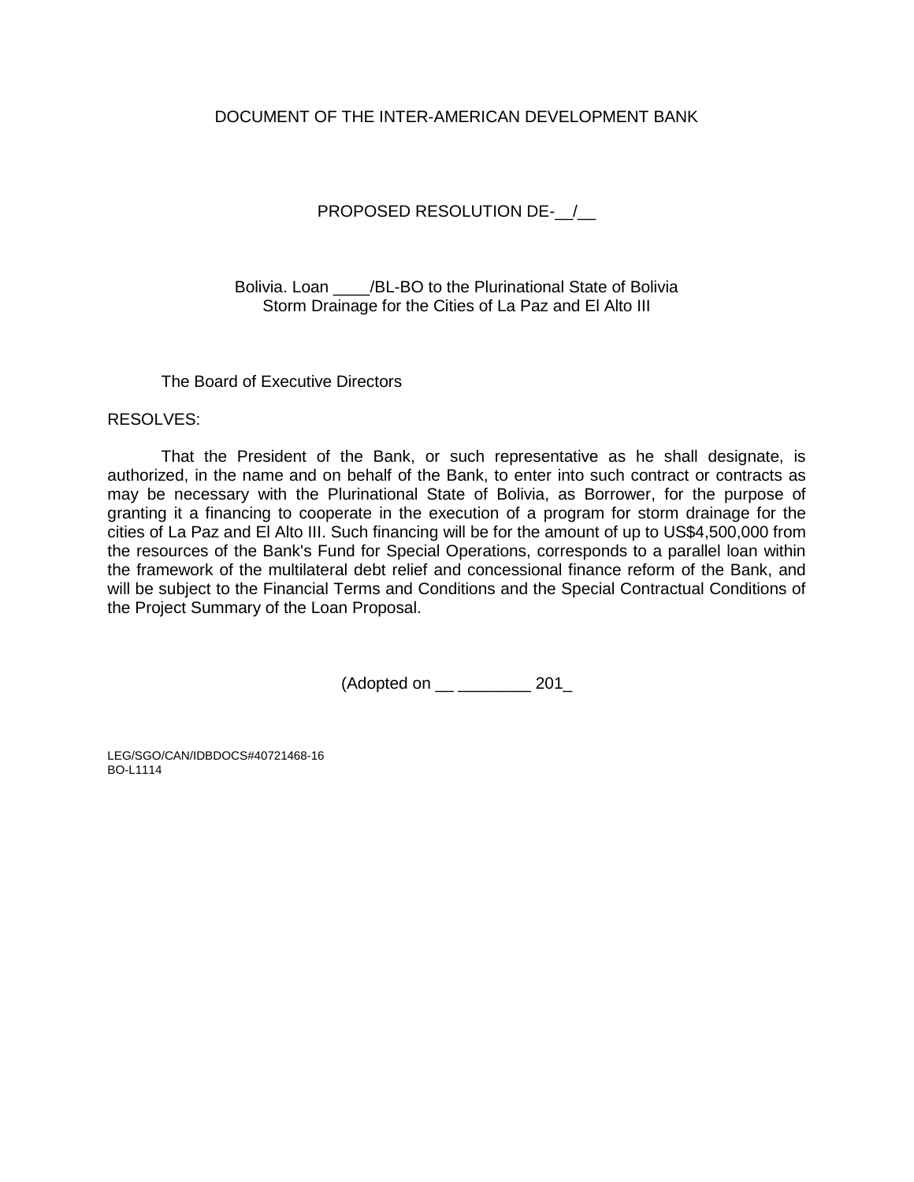DOCUMENT OF THE INTER-AMERICAN DEVELOPMENT BANK

PROPOSED RESOLUTION DE-__/__

Bolivia. Loan ____/BL-BO to the Plurinational State of Bolivia
Storm Drainage for the Cities of La Paz and El Alto III

The Board of Executive Directors

RESOLVES:

That the President of the Bank, or such representative as he shall designate, is authorized, in the name and on behalf of the Bank, to enter into such contract or contracts as may be necessary with the Plurinational State of Bolivia, as Borrower, for the purpose of granting it a financing to cooperate in the execution of a program for storm drainage for the cities of La Paz and El Alto III. Such financing will be for the amount of up to US$4,500,000 from the resources of the Bank's Fund for Special Operations, corresponds to a parallel loan within the framework of the multilateral debt relief and concessional finance reform of the Bank, and will be subject to the Financial Terms and Conditions and the Special Contractual Conditions of the Project Summary of the Loan Proposal.

(Adopted on __ ________ 201_

LEG/SGO/CAN/IDBDOCS#40721468-16
BO-L1114